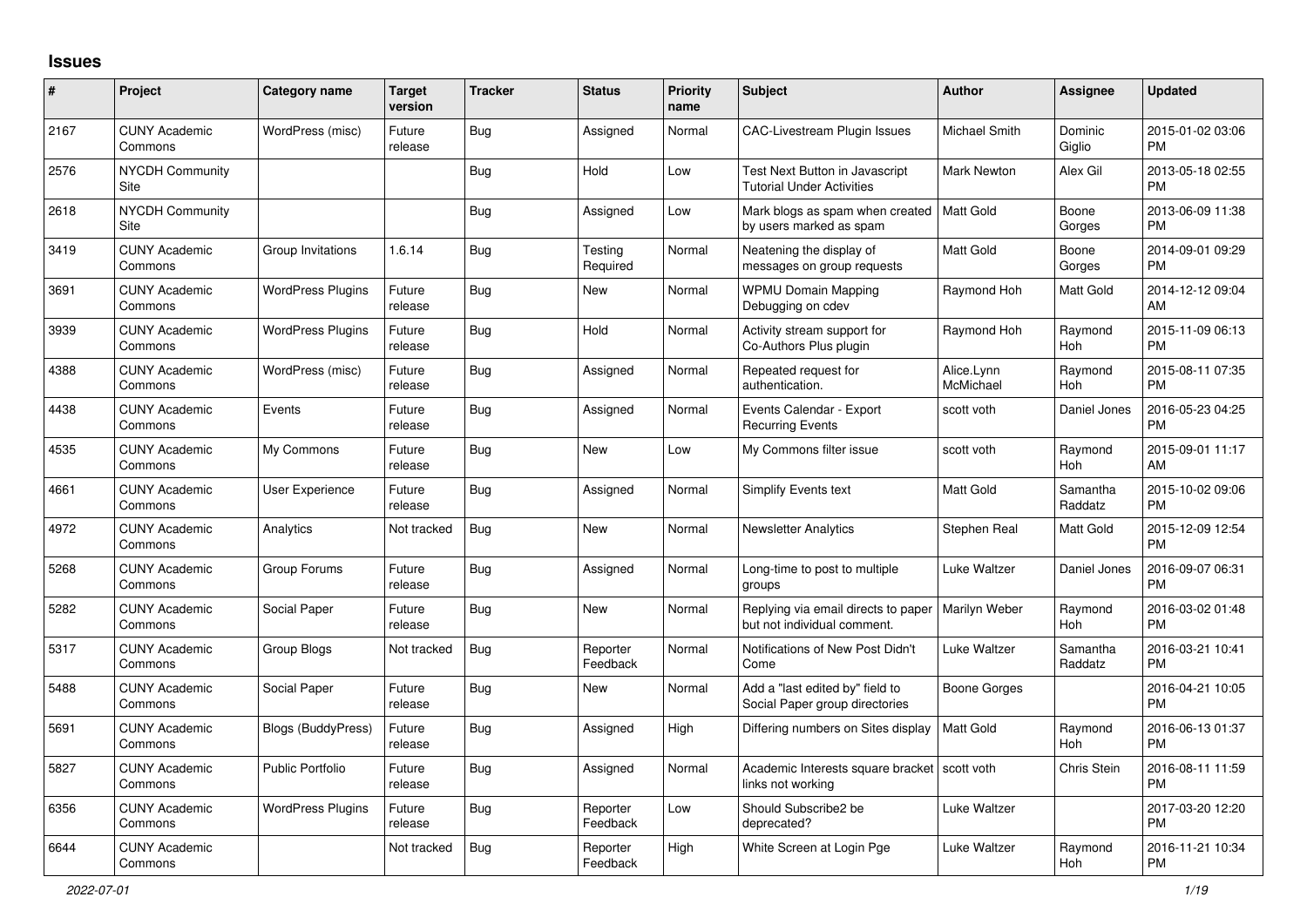## Issues

| # | Project | Category name | Target version | Tracker | Status | Priority name | Subject | Author | Assignee | Updated |
|---|---|---|---|---|---|---|---|---|---|---|
| 2167 | CUNY Academic Commons | WordPress (misc) | Future release | Bug | Assigned | Normal | CAC-Livestream Plugin Issues | Michael Smith | Dominic Giglio | 2015-01-02 03:06 PM |
| 2576 | NYCDH Community Site | | | Bug | Hold | Low | Test Next Button in Javascript Tutorial Under Activities | Mark Newton | Alex Gil | 2013-05-18 02:55 PM |
| 2618 | NYCDH Community Site | | | Bug | Assigned | Low | Mark blogs as spam when created by users marked as spam | Matt Gold | Boone Gorges | 2013-06-09 11:38 PM |
| 3419 | CUNY Academic Commons | Group Invitations | 1.6.14 | Bug | Testing Required | Normal | Neatening the display of messages on group requests | Matt Gold | Boone Gorges | 2014-09-01 09:29 PM |
| 3691 | CUNY Academic Commons | WordPress Plugins | Future release | Bug | New | Normal | WPMU Domain Mapping Debugging on cdev | Raymond Hoh | Matt Gold | 2014-12-12 09:04 AM |
| 3939 | CUNY Academic Commons | WordPress Plugins | Future release | Bug | Hold | Normal | Activity stream support for Co-Authors Plus plugin | Raymond Hoh | Raymond Hoh | 2015-11-09 06:13 PM |
| 4388 | CUNY Academic Commons | WordPress (misc) | Future release | Bug | Assigned | Normal | Repeated request for authentication. | Alice.Lynn McMichael | Raymond Hoh | 2015-08-11 07:35 PM |
| 4438 | CUNY Academic Commons | Events | Future release | Bug | Assigned | Normal | Events Calendar - Export Recurring Events | scott voth | Daniel Jones | 2016-05-23 04:25 PM |
| 4535 | CUNY Academic Commons | My Commons | Future release | Bug | New | Low | My Commons filter issue | scott voth | Raymond Hoh | 2015-09-01 11:17 AM |
| 4661 | CUNY Academic Commons | User Experience | Future release | Bug | Assigned | Normal | Simplify Events text | Matt Gold | Samantha Raddatz | 2015-10-02 09:06 PM |
| 4972 | CUNY Academic Commons | Analytics | Not tracked | Bug | New | Normal | Newsletter Analytics | Stephen Real | Matt Gold | 2015-12-09 12:54 PM |
| 5268 | CUNY Academic Commons | Group Forums | Future release | Bug | Assigned | Normal | Long-time to post to multiple groups | Luke Waltzer | Daniel Jones | 2016-09-07 06:31 PM |
| 5282 | CUNY Academic Commons | Social Paper | Future release | Bug | New | Normal | Replying via email directs to paper but not individual comment. | Marilyn Weber | Raymond Hoh | 2016-03-02 01:48 PM |
| 5317 | CUNY Academic Commons | Group Blogs | Not tracked | Bug | Reporter Feedback | Normal | Notifications of New Post Didn't Come | Luke Waltzer | Samantha Raddatz | 2016-03-21 10:41 PM |
| 5488 | CUNY Academic Commons | Social Paper | Future release | Bug | New | Normal | Add a "last edited by" field to Social Paper group directories | Boone Gorges | | 2016-04-21 10:05 PM |
| 5691 | CUNY Academic Commons | Blogs (BuddyPress) | Future release | Bug | Assigned | High | Differing numbers on Sites display | Matt Gold | Raymond Hoh | 2016-06-13 01:37 PM |
| 5827 | CUNY Academic Commons | Public Portfolio | Future release | Bug | Assigned | Normal | Academic Interests square bracket links not working | scott voth | Chris Stein | 2016-08-11 11:59 PM |
| 6356 | CUNY Academic Commons | WordPress Plugins | Future release | Bug | Reporter Feedback | Low | Should Subscribe2 be deprecated? | Luke Waltzer | | 2017-03-20 12:20 PM |
| 6644 | CUNY Academic Commons | | Not tracked | Bug | Reporter Feedback | High | White Screen at Login Pge | Luke Waltzer | Raymond Hoh | 2016-11-21 10:34 PM |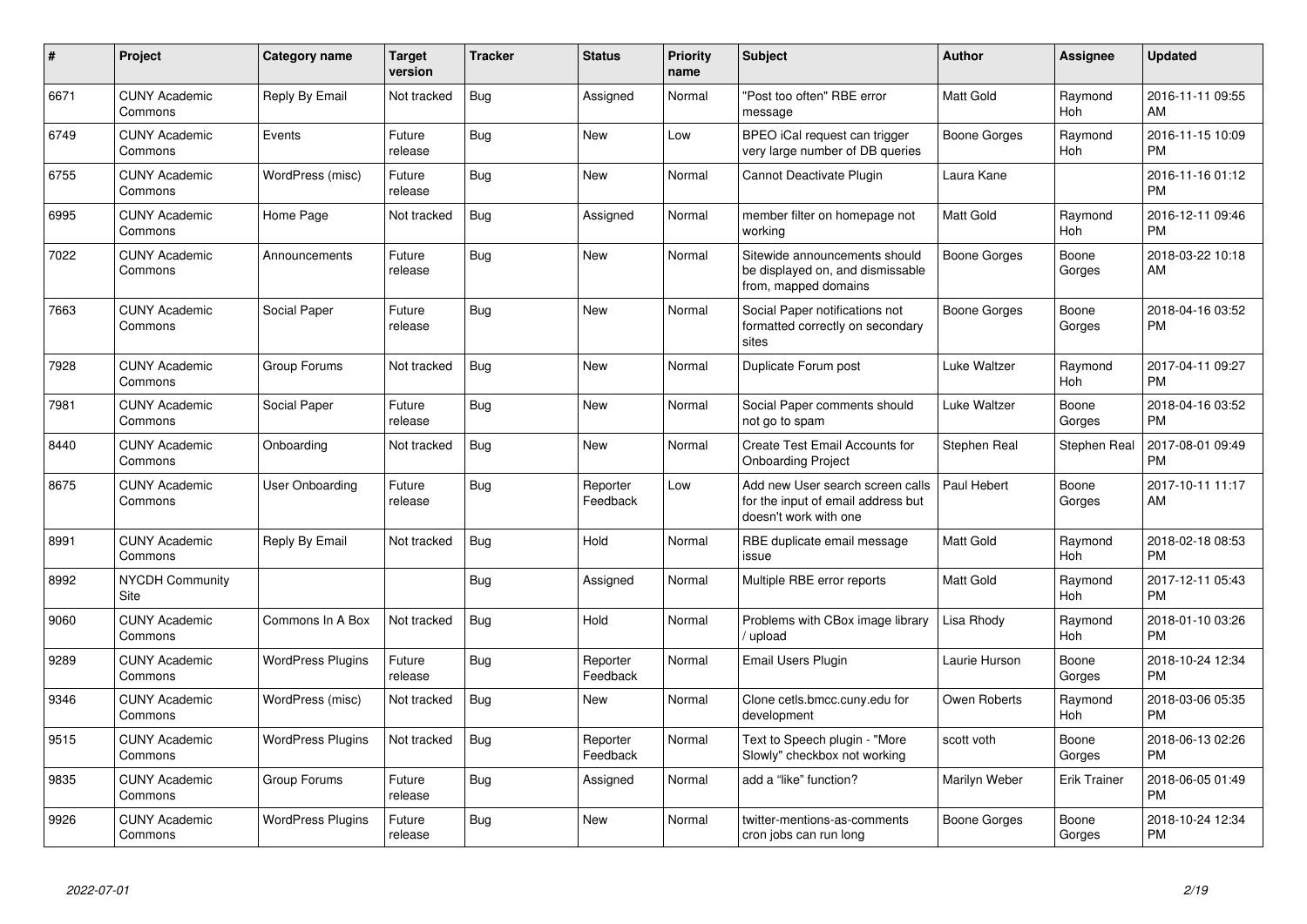| # | Project | Category name | Target version | Tracker | Status | Priority name | Subject | Author | Assignee | Updated |
|---|---|---|---|---|---|---|---|---|---|---|
| 6671 | CUNY Academic Commons | Reply By Email | Not tracked | Bug | Assigned | Normal | "Post too often" RBE error message | Matt Gold | Raymond Hoh | 2016-11-11 09:55 AM |
| 6749 | CUNY Academic Commons | Events | Future release | Bug | New | Low | BPEO iCal request can trigger very large number of DB queries | Boone Gorges | Raymond Hoh | 2016-11-15 10:09 PM |
| 6755 | CUNY Academic Commons | WordPress (misc) | Future release | Bug | New | Normal | Cannot Deactivate Plugin | Laura Kane | | 2016-11-16 01:12 PM |
| 6995 | CUNY Academic Commons | Home Page | Not tracked | Bug | Assigned | Normal | member filter on homepage not working | Matt Gold | Raymond Hoh | 2016-12-11 09:46 PM |
| 7022 | CUNY Academic Commons | Announcements | Future release | Bug | New | Normal | Sitewide announcements should be displayed on, and dismissable from, mapped domains | Boone Gorges | Boone Gorges | 2018-03-22 10:18 AM |
| 7663 | CUNY Academic Commons | Social Paper | Future release | Bug | New | Normal | Social Paper notifications not formatted correctly on secondary sites | Boone Gorges | Boone Gorges | 2018-04-16 03:52 PM |
| 7928 | CUNY Academic Commons | Group Forums | Not tracked | Bug | New | Normal | Duplicate Forum post | Luke Waltzer | Raymond Hoh | 2017-04-11 09:27 PM |
| 7981 | CUNY Academic Commons | Social Paper | Future release | Bug | New | Normal | Social Paper comments should not go to spam | Luke Waltzer | Boone Gorges | 2018-04-16 03:52 PM |
| 8440 | CUNY Academic Commons | Onboarding | Not tracked | Bug | New | Normal | Create Test Email Accounts for Onboarding Project | Stephen Real | Stephen Real | 2017-08-01 09:49 PM |
| 8675 | CUNY Academic Commons | User Onboarding | Future release | Bug | Reporter Feedback | Low | Add new User search screen calls for the input of email address but doesn't work with one | Paul Hebert | Boone Gorges | 2017-10-11 11:17 AM |
| 8991 | CUNY Academic Commons | Reply By Email | Not tracked | Bug | Hold | Normal | RBE duplicate email message issue | Matt Gold | Raymond Hoh | 2018-02-18 08:53 PM |
| 8992 | NYCDH Community Site | | | Bug | Assigned | Normal | Multiple RBE error reports | Matt Gold | Raymond Hoh | 2017-12-11 05:43 PM |
| 9060 | CUNY Academic Commons | Commons In A Box | Not tracked | Bug | Hold | Normal | Problems with CBox image library / upload | Lisa Rhody | Raymond Hoh | 2018-01-10 03:26 PM |
| 9289 | CUNY Academic Commons | WordPress Plugins | Future release | Bug | Reporter Feedback | Normal | Email Users Plugin | Laurie Hurson | Boone Gorges | 2018-10-24 12:34 PM |
| 9346 | CUNY Academic Commons | WordPress (misc) | Not tracked | Bug | New | Normal | Clone cetls.bmcc.cuny.edu for development | Owen Roberts | Raymond Hoh | 2018-03-06 05:35 PM |
| 9515 | CUNY Academic Commons | WordPress Plugins | Not tracked | Bug | Reporter Feedback | Normal | Text to Speech plugin - "More Slowly" checkbox not working | scott voth | Boone Gorges | 2018-06-13 02:26 PM |
| 9835 | CUNY Academic Commons | Group Forums | Future release | Bug | Assigned | Normal | add a "like" function? | Marilyn Weber | Erik Trainer | 2018-06-05 01:49 PM |
| 9926 | CUNY Academic Commons | WordPress Plugins | Future release | Bug | New | Normal | twitter-mentions-as-comments cron jobs can run long | Boone Gorges | Boone Gorges | 2018-10-24 12:34 PM |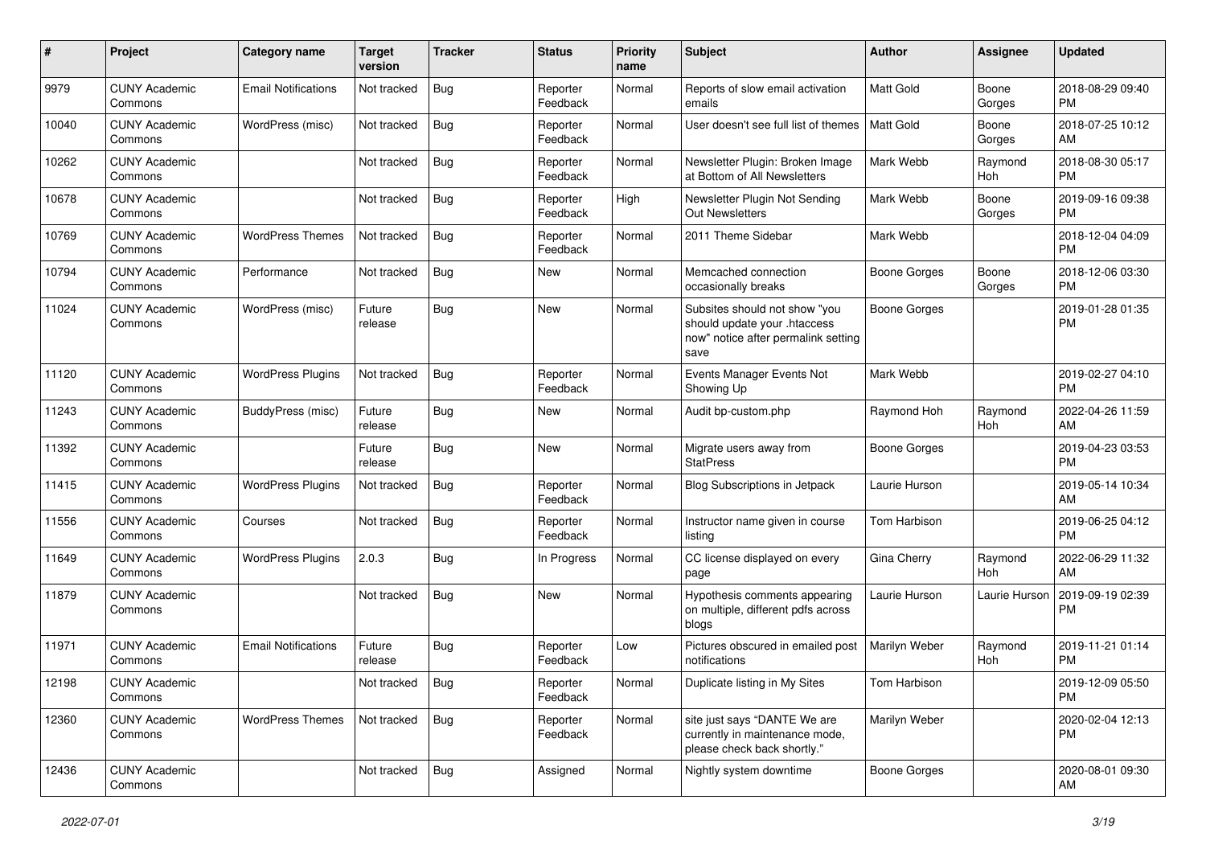| # | Project | Category name | Target version | Tracker | Status | Priority name | Subject | Author | Assignee | Updated |
|---|---|---|---|---|---|---|---|---|---|---|
| 9979 | CUNY Academic Commons | Email Notifications | Not tracked | Bug | Reporter Feedback | Normal | Reports of slow email activation emails | Matt Gold | Boone Gorges | 2018-08-29 09:40 PM |
| 10040 | CUNY Academic Commons | WordPress (misc) | Not tracked | Bug | Reporter Feedback | Normal | User doesn't see full list of themes | Matt Gold | Boone Gorges | 2018-07-25 10:12 AM |
| 10262 | CUNY Academic Commons | | Not tracked | Bug | Reporter Feedback | Normal | Newsletter Plugin: Broken Image at Bottom of All Newsletters | Mark Webb | Raymond Hoh | 2018-08-30 05:17 PM |
| 10678 | CUNY Academic Commons | | Not tracked | Bug | Reporter Feedback | High | Newsletter Plugin Not Sending Out Newsletters | Mark Webb | Boone Gorges | 2019-09-16 09:38 PM |
| 10769 | CUNY Academic Commons | WordPress Themes | Not tracked | Bug | Reporter Feedback | Normal | 2011 Theme Sidebar | Mark Webb | | 2018-12-04 04:09 PM |
| 10794 | CUNY Academic Commons | Performance | Not tracked | Bug | New | Normal | Memcached connection occasionally breaks | Boone Gorges | Boone Gorges | 2018-12-06 03:30 PM |
| 11024 | CUNY Academic Commons | WordPress (misc) | Future release | Bug | New | Normal | Subsites should not show "you should update your .htaccess now" notice after permalink setting save | Boone Gorges | | 2019-01-28 01:35 PM |
| 11120 | CUNY Academic Commons | WordPress Plugins | Not tracked | Bug | Reporter Feedback | Normal | Events Manager Events Not Showing Up | Mark Webb | | 2019-02-27 04:10 PM |
| 11243 | CUNY Academic Commons | BuddyPress (misc) | Future release | Bug | New | Normal | Audit bp-custom.php | Raymond Hoh | Raymond Hoh | 2022-04-26 11:59 AM |
| 11392 | CUNY Academic Commons | | Future release | Bug | New | Normal | Migrate users away from StatPress | Boone Gorges | | 2019-04-23 03:53 PM |
| 11415 | CUNY Academic Commons | WordPress Plugins | Not tracked | Bug | Reporter Feedback | Normal | Blog Subscriptions in Jetpack | Laurie Hurson | | 2019-05-14 10:34 AM |
| 11556 | CUNY Academic Commons | Courses | Not tracked | Bug | Reporter Feedback | Normal | Instructor name given in course listing | Tom Harbison | | 2019-06-25 04:12 PM |
| 11649 | CUNY Academic Commons | WordPress Plugins | 2.0.3 | Bug | In Progress | Normal | CC license displayed on every page | Gina Cherry | Raymond Hoh | 2022-06-29 11:32 AM |
| 11879 | CUNY Academic Commons | | Not tracked | Bug | New | Normal | Hypothesis comments appearing on multiple, different pdfs across blogs | Laurie Hurson | Laurie Hurson | 2019-09-19 02:39 PM |
| 11971 | CUNY Academic Commons | Email Notifications | Future release | Bug | Reporter Feedback | Low | Pictures obscured in emailed post notifications | Marilyn Weber | Raymond Hoh | 2019-11-21 01:14 PM |
| 12198 | CUNY Academic Commons | | Not tracked | Bug | Reporter Feedback | Normal | Duplicate listing in My Sites | Tom Harbison | | 2019-12-09 05:50 PM |
| 12360 | CUNY Academic Commons | WordPress Themes | Not tracked | Bug | Reporter Feedback | Normal | site just says "DANTE We are currently in maintenance mode, please check back shortly." | Marilyn Weber | | 2020-02-04 12:13 PM |
| 12436 | CUNY Academic Commons | | Not tracked | Bug | Assigned | Normal | Nightly system downtime | Boone Gorges | | 2020-08-01 09:30 AM |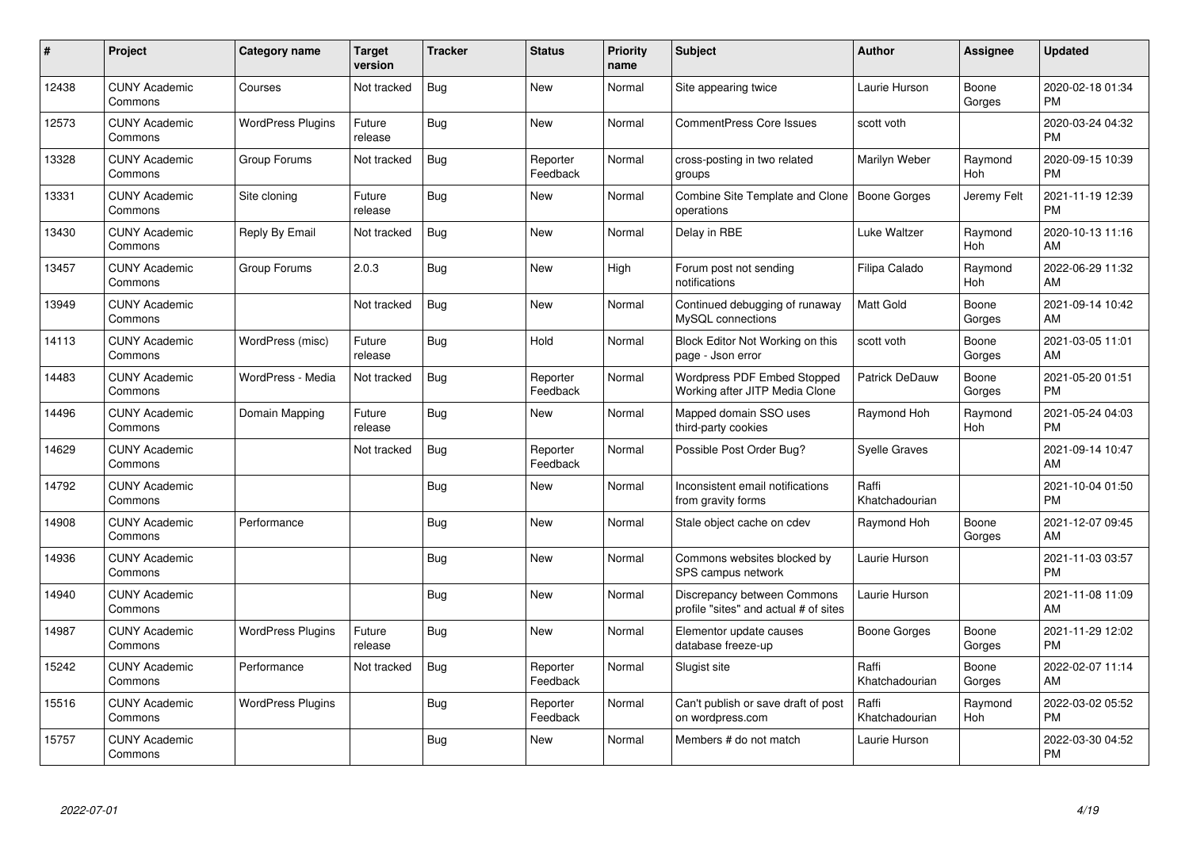| # | Project | Category name | Target version | Tracker | Status | Priority name | Subject | Author | Assignee | Updated |
|---|---|---|---|---|---|---|---|---|---|---|
| 12438 | CUNY Academic Commons | Courses | Not tracked | Bug | New | Normal | Site appearing twice | Laurie Hurson | Boone Gorges | 2020-02-18 01:34 PM |
| 12573 | CUNY Academic Commons | WordPress Plugins | Future release | Bug | New | Normal | CommentPress Core Issues | scott voth | | 2020-03-24 04:32 PM |
| 13328 | CUNY Academic Commons | Group Forums | Not tracked | Bug | Reporter Feedback | Normal | cross-posting in two related groups | Marilyn Weber | Raymond Hoh | 2020-09-15 10:39 PM |
| 13331 | CUNY Academic Commons | Site cloning | Future release | Bug | New | Normal | Combine Site Template and Clone operations | Boone Gorges | Jeremy Felt | 2021-11-19 12:39 PM |
| 13430 | CUNY Academic Commons | Reply By Email | Not tracked | Bug | New | Normal | Delay in RBE | Luke Waltzer | Raymond Hoh | 2020-10-13 11:16 AM |
| 13457 | CUNY Academic Commons | Group Forums | 2.0.3 | Bug | New | High | Forum post not sending notifications | Filipa Calado | Raymond Hoh | 2022-06-29 11:32 AM |
| 13949 | CUNY Academic Commons | | Not tracked | Bug | New | Normal | Continued debugging of runaway MySQL connections | Matt Gold | Boone Gorges | 2021-09-14 10:42 AM |
| 14113 | CUNY Academic Commons | WordPress (misc) | Future release | Bug | Hold | Normal | Block Editor Not Working on this page - Json error | scott voth | Boone Gorges | 2021-03-05 11:01 AM |
| 14483 | CUNY Academic Commons | WordPress - Media | Not tracked | Bug | Reporter Feedback | Normal | Wordpress PDF Embed Stopped Working after JITP Media Clone | Patrick DeDauw | Boone Gorges | 2021-05-20 01:51 PM |
| 14496 | CUNY Academic Commons | Domain Mapping | Future release | Bug | New | Normal | Mapped domain SSO uses third-party cookies | Raymond Hoh | Raymond Hoh | 2021-05-24 04:03 PM |
| 14629 | CUNY Academic Commons | | Not tracked | Bug | Reporter Feedback | Normal | Possible Post Order Bug? | Syelle Graves | | 2021-09-14 10:47 AM |
| 14792 | CUNY Academic Commons | | | Bug | New | Normal | Inconsistent email notifications from gravity forms | Raffi Khatchadourian | | 2021-10-04 01:50 PM |
| 14908 | CUNY Academic Commons | Performance | | Bug | New | Normal | Stale object cache on cdev | Raymond Hoh | Boone Gorges | 2021-12-07 09:45 AM |
| 14936 | CUNY Academic Commons | | | Bug | New | Normal | Commons websites blocked by SPS campus network | Laurie Hurson | | 2021-11-03 03:57 PM |
| 14940 | CUNY Academic Commons | | | Bug | New | Normal | Discrepancy between Commons profile "sites" and actual # of sites | Laurie Hurson | | 2021-11-08 11:09 AM |
| 14987 | CUNY Academic Commons | WordPress Plugins | Future release | Bug | New | Normal | Elementor update causes database freeze-up | Boone Gorges | Boone Gorges | 2021-11-29 12:02 PM |
| 15242 | CUNY Academic Commons | Performance | Not tracked | Bug | Reporter Feedback | Normal | Slugist site | Raffi Khatchadourian | Boone Gorges | 2022-02-07 11:14 AM |
| 15516 | CUNY Academic Commons | WordPress Plugins | | Bug | Reporter Feedback | Normal | Can't publish or save draft of post on wordpress.com | Raffi Khatchadourian | Raymond Hoh | 2022-03-02 05:52 PM |
| 15757 | CUNY Academic Commons | | | Bug | New | Normal | Members # do not match | Laurie Hurson | | 2022-03-30 04:52 PM |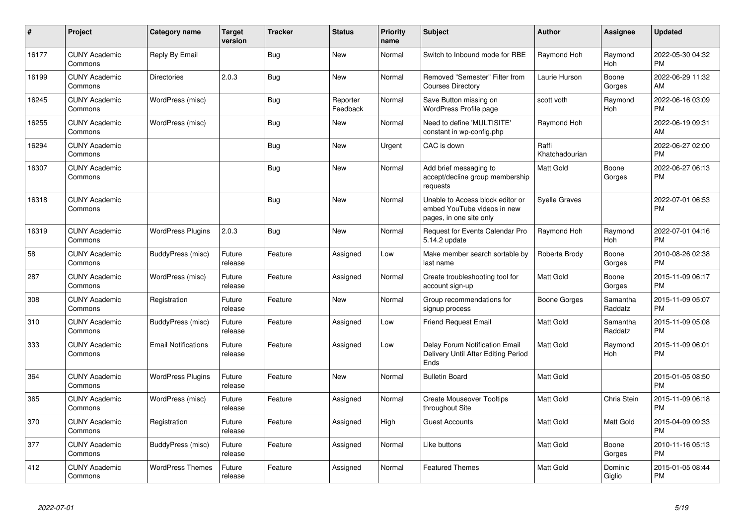| # | Project | Category name | Target version | Tracker | Status | Priority name | Subject | Author | Assignee | Updated |
|---|---|---|---|---|---|---|---|---|---|---|
| 16177 | CUNY Academic Commons | Reply By Email | | Bug | New | Normal | Switch to Inbound mode for RBE | Raymond Hoh | Raymond Hoh | 2022-05-30 04:32 PM |
| 16199 | CUNY Academic Commons | Directories | 2.0.3 | Bug | New | Normal | Removed "Semester" Filter from Courses Directory | Laurie Hurson | Boone Gorges | 2022-06-29 11:32 AM |
| 16245 | CUNY Academic Commons | WordPress (misc) | | Bug | Reporter Feedback | Normal | Save Button missing on WordPress Profile page | scott voth | Raymond Hoh | 2022-06-16 03:09 PM |
| 16255 | CUNY Academic Commons | WordPress (misc) | | Bug | New | Normal | Need to define 'MULTISITE' constant in wp-config.php | Raymond Hoh | | 2022-06-19 09:31 AM |
| 16294 | CUNY Academic Commons | | | Bug | New | Urgent | CAC is down | Raffi Khatchadourian | | 2022-06-27 02:00 PM |
| 16307 | CUNY Academic Commons | | | Bug | New | Normal | Add brief messaging to accept/decline group membership requests | Matt Gold | Boone Gorges | 2022-06-27 06:13 PM |
| 16318 | CUNY Academic Commons | | | Bug | New | Normal | Unable to Access block editor or embed YouTube videos in new pages, in one site only | Syelle Graves | | 2022-07-01 06:53 PM |
| 16319 | CUNY Academic Commons | WordPress Plugins | 2.0.3 | Bug | New | Normal | Request for Events Calendar Pro 5.14.2 update | Raymond Hoh | Raymond Hoh | 2022-07-01 04:16 PM |
| 58 | CUNY Academic Commons | BuddyPress (misc) | Future release | Feature | Assigned | Low | Make member search sortable by last name | Roberta Brody | Boone Gorges | 2010-08-26 02:38 PM |
| 287 | CUNY Academic Commons | WordPress (misc) | Future release | Feature | Assigned | Normal | Create troubleshooting tool for account sign-up | Matt Gold | Boone Gorges | 2015-11-09 06:17 PM |
| 308 | CUNY Academic Commons | Registration | Future release | Feature | New | Normal | Group recommendations for signup process | Boone Gorges | Samantha Raddatz | 2015-11-09 05:07 PM |
| 310 | CUNY Academic Commons | BuddyPress (misc) | Future release | Feature | Assigned | Low | Friend Request Email | Matt Gold | Samantha Raddatz | 2015-11-09 05:08 PM |
| 333 | CUNY Academic Commons | Email Notifications | Future release | Feature | Assigned | Low | Delay Forum Notification Email Delivery Until After Editing Period Ends | Matt Gold | Raymond Hoh | 2015-11-09 06:01 PM |
| 364 | CUNY Academic Commons | WordPress Plugins | Future release | Feature | New | Normal | Bulletin Board | Matt Gold | | 2015-01-05 08:50 PM |
| 365 | CUNY Academic Commons | WordPress (misc) | Future release | Feature | Assigned | Normal | Create Mouseover Tooltips throughout Site | Matt Gold | Chris Stein | 2015-11-09 06:18 PM |
| 370 | CUNY Academic Commons | Registration | Future release | Feature | Assigned | High | Guest Accounts | Matt Gold | Matt Gold | 2015-04-09 09:33 PM |
| 377 | CUNY Academic Commons | BuddyPress (misc) | Future release | Feature | Assigned | Normal | Like buttons | Matt Gold | Boone Gorges | 2010-11-16 05:13 PM |
| 412 | CUNY Academic Commons | WordPress Themes | Future release | Feature | Assigned | Normal | Featured Themes | Matt Gold | Dominic Giglio | 2015-01-05 08:44 PM |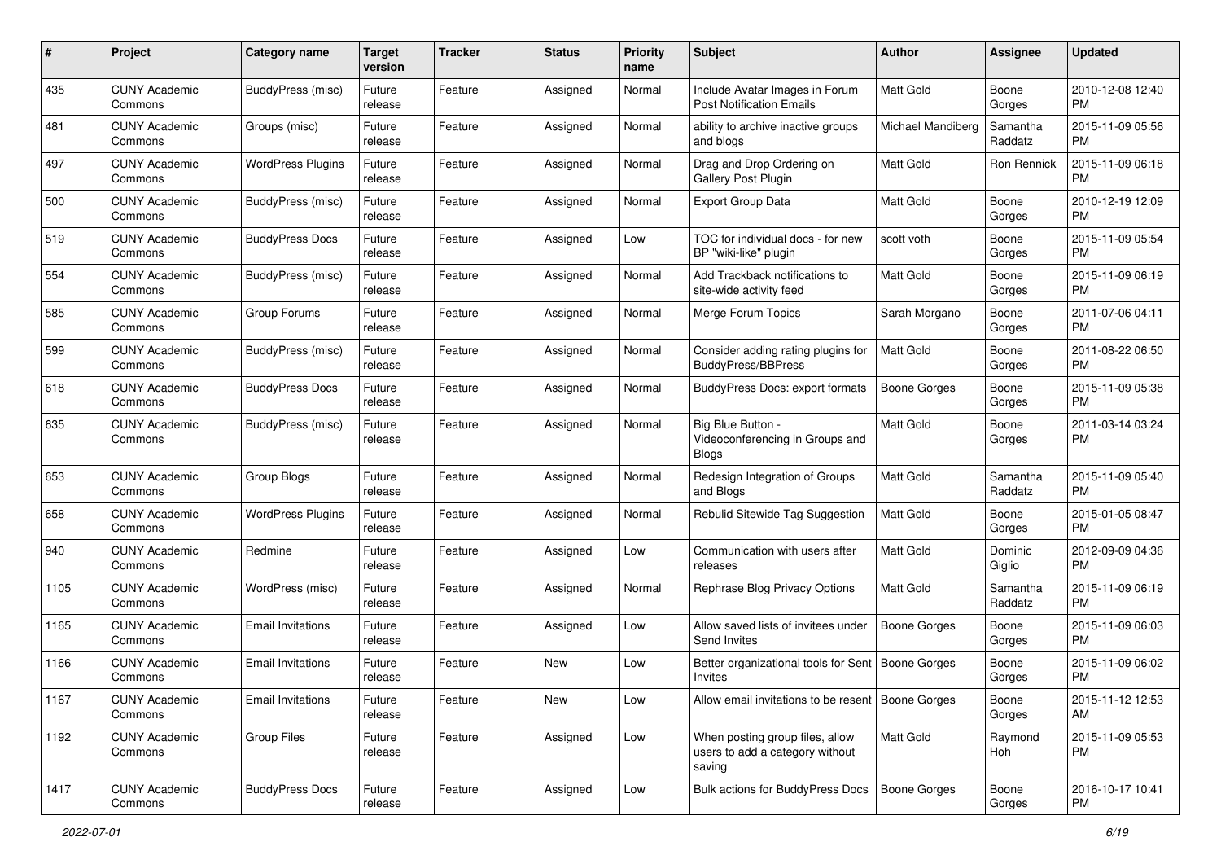| # | Project | Category name | Target version | Tracker | Status | Priority name | Subject | Author | Assignee | Updated |
|---|---|---|---|---|---|---|---|---|---|---|
| 435 | CUNY Academic Commons | BuddyPress (misc) | Future release | Feature | Assigned | Normal | Include Avatar Images in Forum Post Notification Emails | Matt Gold | Boone Gorges | 2010-12-08 12:40 PM |
| 481 | CUNY Academic Commons | Groups (misc) | Future release | Feature | Assigned | Normal | ability to archive inactive groups and blogs | Michael Mandiberg | Samantha Raddatz | 2015-11-09 05:56 PM |
| 497 | CUNY Academic Commons | WordPress Plugins | Future release | Feature | Assigned | Normal | Drag and Drop Ordering on Gallery Post Plugin | Matt Gold | Ron Rennick | 2015-11-09 06:18 PM |
| 500 | CUNY Academic Commons | BuddyPress (misc) | Future release | Feature | Assigned | Normal | Export Group Data | Matt Gold | Boone Gorges | 2010-12-19 12:09 PM |
| 519 | CUNY Academic Commons | BuddyPress Docs | Future release | Feature | Assigned | Low | TOC for individual docs - for new BP "wiki-like" plugin | scott voth | Boone Gorges | 2015-11-09 05:54 PM |
| 554 | CUNY Academic Commons | BuddyPress (misc) | Future release | Feature | Assigned | Normal | Add Trackback notifications to site-wide activity feed | Matt Gold | Boone Gorges | 2015-11-09 06:19 PM |
| 585 | CUNY Academic Commons | Group Forums | Future release | Feature | Assigned | Normal | Merge Forum Topics | Sarah Morgano | Boone Gorges | 2011-07-06 04:11 PM |
| 599 | CUNY Academic Commons | BuddyPress (misc) | Future release | Feature | Assigned | Normal | Consider adding rating plugins for BuddyPress/BBPress | Matt Gold | Boone Gorges | 2011-08-22 06:50 PM |
| 618 | CUNY Academic Commons | BuddyPress Docs | Future release | Feature | Assigned | Normal | BuddyPress Docs: export formats | Boone Gorges | Boone Gorges | 2015-11-09 05:38 PM |
| 635 | CUNY Academic Commons | BuddyPress (misc) | Future release | Feature | Assigned | Normal | Big Blue Button - Videoconferencing in Groups and Blogs | Matt Gold | Boone Gorges | 2011-03-14 03:24 PM |
| 653 | CUNY Academic Commons | Group Blogs | Future release | Feature | Assigned | Normal | Redesign Integration of Groups and Blogs | Matt Gold | Samantha Raddatz | 2015-11-09 05:40 PM |
| 658 | CUNY Academic Commons | WordPress Plugins | Future release | Feature | Assigned | Normal | Rebulid Sitewide Tag Suggestion | Matt Gold | Boone Gorges | 2015-01-05 08:47 PM |
| 940 | CUNY Academic Commons | Redmine | Future release | Feature | Assigned | Low | Communication with users after releases | Matt Gold | Dominic Giglio | 2012-09-09 04:36 PM |
| 1105 | CUNY Academic Commons | WordPress (misc) | Future release | Feature | Assigned | Normal | Rephrase Blog Privacy Options | Matt Gold | Samantha Raddatz | 2015-11-09 06:19 PM |
| 1165 | CUNY Academic Commons | Email Invitations | Future release | Feature | Assigned | Low | Allow saved lists of invitees under Send Invites | Boone Gorges | Boone Gorges | 2015-11-09 06:03 PM |
| 1166 | CUNY Academic Commons | Email Invitations | Future release | Feature | New | Low | Better organizational tools for Sent Invites | Boone Gorges | Boone Gorges | 2015-11-09 06:02 PM |
| 1167 | CUNY Academic Commons | Email Invitations | Future release | Feature | New | Low | Allow email invitations to be resent | Boone Gorges | Boone Gorges | 2015-11-12 12:53 AM |
| 1192 | CUNY Academic Commons | Group Files | Future release | Feature | Assigned | Low | When posting group files, allow users to add a category without saving | Matt Gold | Raymond Hoh | 2015-11-09 05:53 PM |
| 1417 | CUNY Academic Commons | BuddyPress Docs | Future release | Feature | Assigned | Low | Bulk actions for BuddyPress Docs | Boone Gorges | Boone Gorges | 2016-10-17 10:41 PM |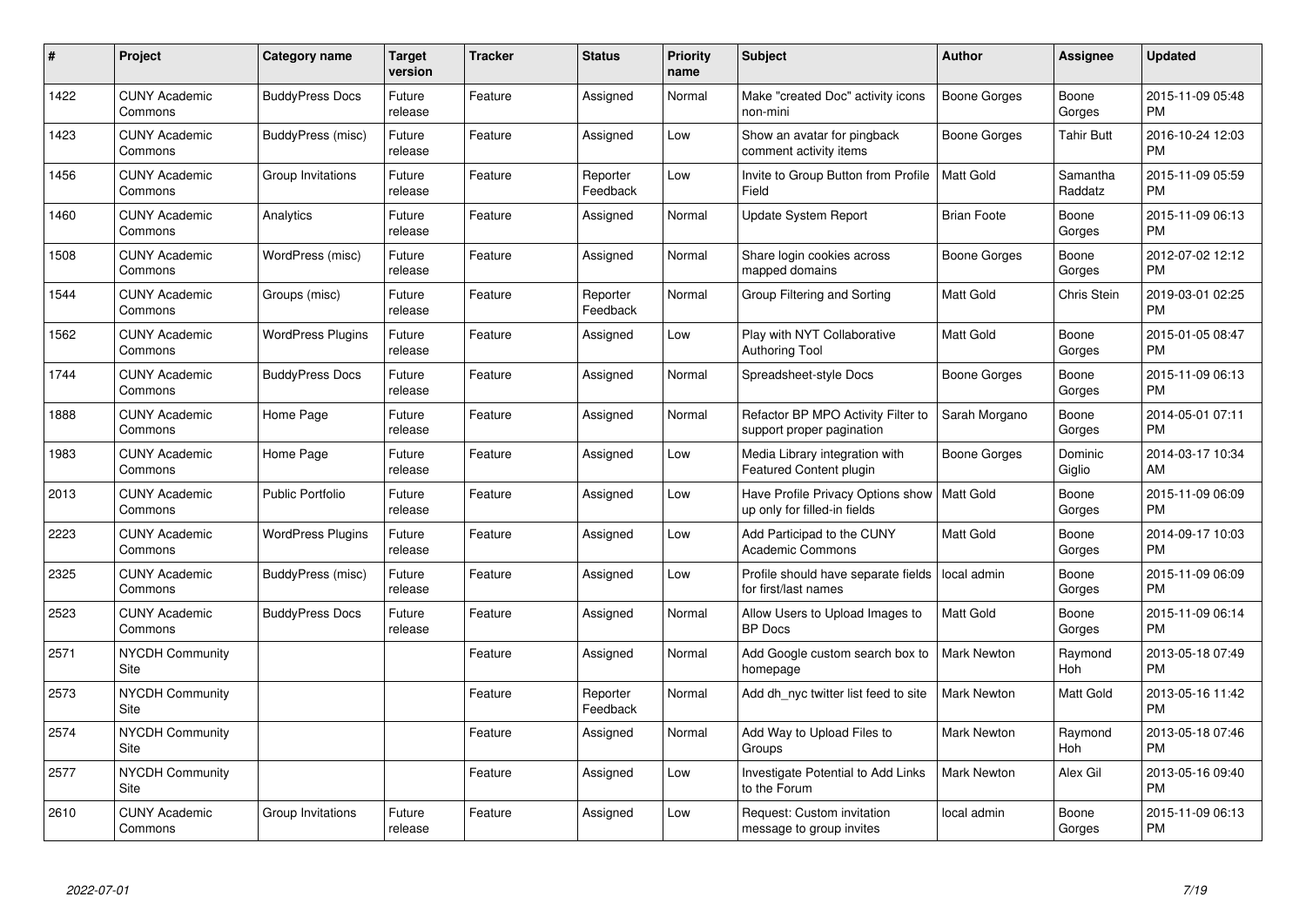| # | Project | Category name | Target version | Tracker | Status | Priority name | Subject | Author | Assignee | Updated |
|---|---|---|---|---|---|---|---|---|---|---|
| 1422 | CUNY Academic Commons | BuddyPress Docs | Future release | Feature | Assigned | Normal | Make "created Doc" activity icons non-mini | Boone Gorges | Boone Gorges | 2015-11-09 05:48 PM |
| 1423 | CUNY Academic Commons | BuddyPress (misc) | Future release | Feature | Assigned | Low | Show an avatar for pingback comment activity items | Boone Gorges | Tahir Butt | 2016-10-24 12:03 PM |
| 1456 | CUNY Academic Commons | Group Invitations | Future release | Feature | Reporter Feedback | Low | Invite to Group Button from Profile Field | Matt Gold | Samantha Raddatz | 2015-11-09 05:59 PM |
| 1460 | CUNY Academic Commons | Analytics | Future release | Feature | Assigned | Normal | Update System Report | Brian Foote | Boone Gorges | 2015-11-09 06:13 PM |
| 1508 | CUNY Academic Commons | WordPress (misc) | Future release | Feature | Assigned | Normal | Share login cookies across mapped domains | Boone Gorges | Boone Gorges | 2012-07-02 12:12 PM |
| 1544 | CUNY Academic Commons | Groups (misc) | Future release | Feature | Reporter Feedback | Normal | Group Filtering and Sorting | Matt Gold | Chris Stein | 2019-03-01 02:25 PM |
| 1562 | CUNY Academic Commons | WordPress Plugins | Future release | Feature | Assigned | Low | Play with NYT Collaborative Authoring Tool | Matt Gold | Boone Gorges | 2015-01-05 08:47 PM |
| 1744 | CUNY Academic Commons | BuddyPress Docs | Future release | Feature | Assigned | Normal | Spreadsheet-style Docs | Boone Gorges | Boone Gorges | 2015-11-09 06:13 PM |
| 1888 | CUNY Academic Commons | Home Page | Future release | Feature | Assigned | Normal | Refactor BP MPO Activity Filter to support proper pagination | Sarah Morgano | Boone Gorges | 2014-05-01 07:11 PM |
| 1983 | CUNY Academic Commons | Home Page | Future release | Feature | Assigned | Low | Media Library integration with Featured Content plugin | Boone Gorges | Dominic Giglio | 2014-03-17 10:34 AM |
| 2013 | CUNY Academic Commons | Public Portfolio | Future release | Feature | Assigned | Low | Have Profile Privacy Options show up only for filled-in fields | Matt Gold | Boone Gorges | 2015-11-09 06:09 PM |
| 2223 | CUNY Academic Commons | WordPress Plugins | Future release | Feature | Assigned | Low | Add Participad to the CUNY Academic Commons | Matt Gold | Boone Gorges | 2014-09-17 10:03 PM |
| 2325 | CUNY Academic Commons | BuddyPress (misc) | Future release | Feature | Assigned | Low | Profile should have separate fields for first/last names | local admin | Boone Gorges | 2015-11-09 06:09 PM |
| 2523 | CUNY Academic Commons | BuddyPress Docs | Future release | Feature | Assigned | Normal | Allow Users to Upload Images to BP Docs | Matt Gold | Boone Gorges | 2015-11-09 06:14 PM |
| 2571 | NYCDH Community Site | | | Feature | Assigned | Normal | Add Google custom search box to homepage | Mark Newton | Raymond Hoh | 2013-05-18 07:49 PM |
| 2573 | NYCDH Community Site | | | Feature | Reporter Feedback | Normal | Add dh_nyc twitter list feed to site | Mark Newton | Matt Gold | 2013-05-16 11:42 PM |
| 2574 | NYCDH Community Site | | | Feature | Assigned | Normal | Add Way to Upload Files to Groups | Mark Newton | Raymond Hoh | 2013-05-18 07:46 PM |
| 2577 | NYCDH Community Site | | | Feature | Assigned | Low | Investigate Potential to Add Links to the Forum | Mark Newton | Alex Gil | 2013-05-16 09:40 PM |
| 2610 | CUNY Academic Commons | Group Invitations | Future release | Feature | Assigned | Low | Request: Custom invitation message to group invites | local admin | Boone Gorges | 2015-11-09 06:13 PM |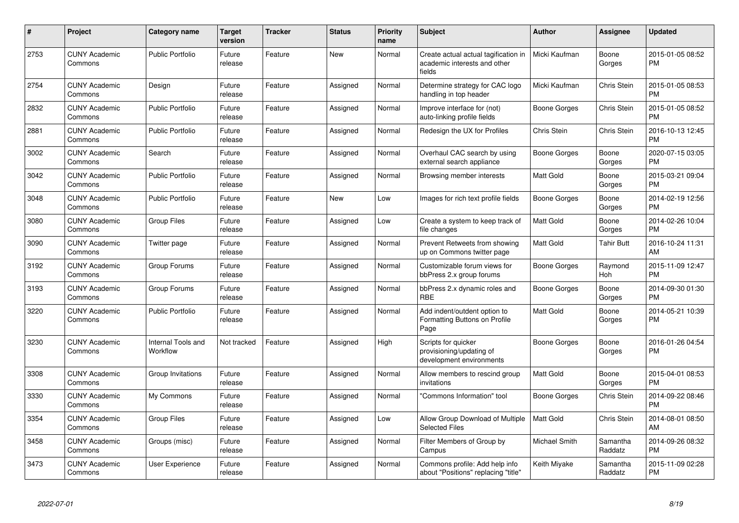| # | Project | Category name | Target version | Tracker | Status | Priority name | Subject | Author | Assignee | Updated |
|---|---|---|---|---|---|---|---|---|---|---|
| 2753 | CUNY Academic Commons | Public Portfolio | Future release | Feature | New | Normal | Create actual actual tagification in academic interests and other fields | Micki Kaufman | Boone Gorges | 2015-01-05 08:52 PM |
| 2754 | CUNY Academic Commons | Design | Future release | Feature | Assigned | Normal | Determine strategy for CAC logo handling in top header | Micki Kaufman | Chris Stein | 2015-01-05 08:53 PM |
| 2832 | CUNY Academic Commons | Public Portfolio | Future release | Feature | Assigned | Normal | Improve interface for (not) auto-linking profile fields | Boone Gorges | Chris Stein | 2015-01-05 08:52 PM |
| 2881 | CUNY Academic Commons | Public Portfolio | Future release | Feature | Assigned | Normal | Redesign the UX for Profiles | Chris Stein | Chris Stein | 2016-10-13 12:45 PM |
| 3002 | CUNY Academic Commons | Search | Future release | Feature | Assigned | Normal | Overhaul CAC search by using external search appliance | Boone Gorges | Boone Gorges | 2020-07-15 03:05 PM |
| 3042 | CUNY Academic Commons | Public Portfolio | Future release | Feature | Assigned | Normal | Browsing member interests | Matt Gold | Boone Gorges | 2015-03-21 09:04 PM |
| 3048 | CUNY Academic Commons | Public Portfolio | Future release | Feature | New | Low | Images for rich text profile fields | Boone Gorges | Boone Gorges | 2014-02-19 12:56 PM |
| 3080 | CUNY Academic Commons | Group Files | Future release | Feature | Assigned | Low | Create a system to keep track of file changes | Matt Gold | Boone Gorges | 2014-02-26 10:04 PM |
| 3090 | CUNY Academic Commons | Twitter page | Future release | Feature | Assigned | Normal | Prevent Retweets from showing up on Commons twitter page | Matt Gold | Tahir Butt | 2016-10-24 11:31 AM |
| 3192 | CUNY Academic Commons | Group Forums | Future release | Feature | Assigned | Normal | Customizable forum views for bbPress 2.x group forums | Boone Gorges | Raymond Hoh | 2015-11-09 12:47 PM |
| 3193 | CUNY Academic Commons | Group Forums | Future release | Feature | Assigned | Normal | bbPress 2.x dynamic roles and RBE | Boone Gorges | Boone Gorges | 2014-09-30 01:30 PM |
| 3220 | CUNY Academic Commons | Public Portfolio | Future release | Feature | Assigned | Normal | Add indent/outdent option to Formatting Buttons on Profile Page | Matt Gold | Boone Gorges | 2014-05-21 10:39 PM |
| 3230 | CUNY Academic Commons | Internal Tools and Workflow | Not tracked | Feature | Assigned | High | Scripts for quicker provisioning/updating of development environments | Boone Gorges | Boone Gorges | 2016-01-26 04:54 PM |
| 3308 | CUNY Academic Commons | Group Invitations | Future release | Feature | Assigned | Normal | Allow members to rescind group invitations | Matt Gold | Boone Gorges | 2015-04-01 08:53 PM |
| 3330 | CUNY Academic Commons | My Commons | Future release | Feature | Assigned | Normal | "Commons Information" tool | Boone Gorges | Chris Stein | 2014-09-22 08:46 PM |
| 3354 | CUNY Academic Commons | Group Files | Future release | Feature | Assigned | Low | Allow Group Download of Multiple Selected Files | Matt Gold | Chris Stein | 2014-08-01 08:50 AM |
| 3458 | CUNY Academic Commons | Groups (misc) | Future release | Feature | Assigned | Normal | Filter Members of Group by Campus | Michael Smith | Samantha Raddatz | 2014-09-26 08:32 PM |
| 3473 | CUNY Academic Commons | User Experience | Future release | Feature | Assigned | Normal | Commons profile: Add help info about "Positions" replacing "title" | Keith Miyake | Samantha Raddatz | 2015-11-09 02:28 PM |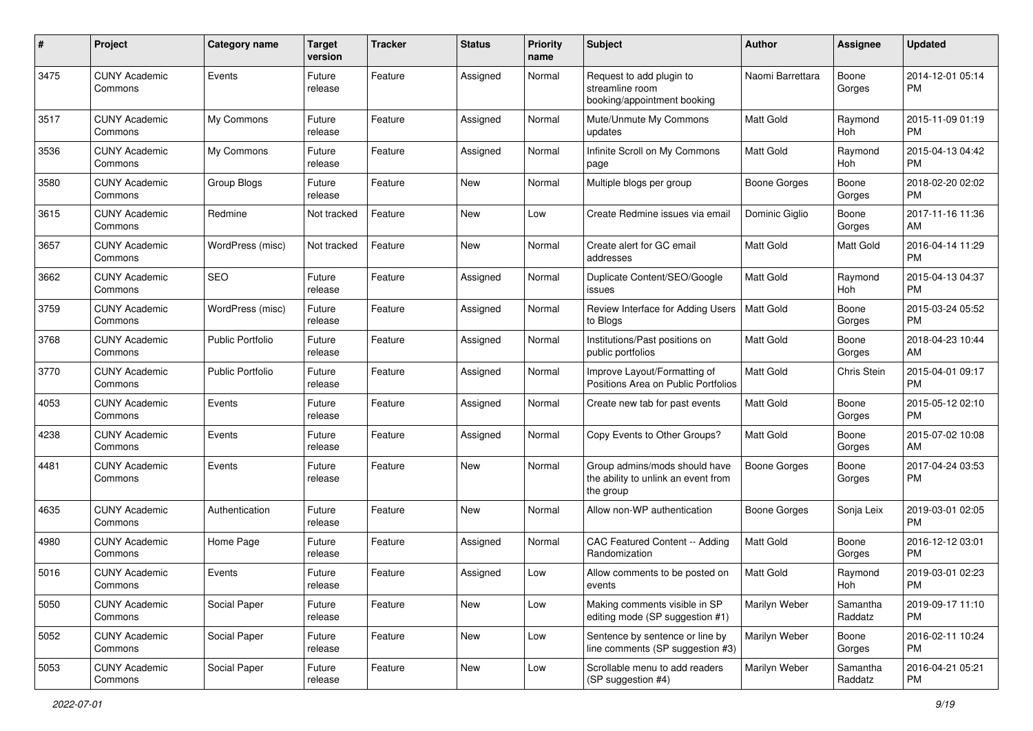| # | Project | Category name | Target version | Tracker | Status | Priority name | Subject | Author | Assignee | Updated |
|---|---|---|---|---|---|---|---|---|---|---|
| 3475 | CUNY Academic Commons | Events | Future release | Feature | Assigned | Normal | Request to add plugin to streamline room booking/appointment booking | Naomi Barrettara | Boone Gorges | 2014-12-01 05:14 PM |
| 3517 | CUNY Academic Commons | My Commons | Future release | Feature | Assigned | Normal | Mute/Unmute My Commons updates | Matt Gold | Raymond Hoh | 2015-11-09 01:19 PM |
| 3536 | CUNY Academic Commons | My Commons | Future release | Feature | Assigned | Normal | Infinite Scroll on My Commons page | Matt Gold | Raymond Hoh | 2015-04-13 04:42 PM |
| 3580 | CUNY Academic Commons | Group Blogs | Future release | Feature | New | Normal | Multiple blogs per group | Boone Gorges | Boone Gorges | 2018-02-20 02:02 PM |
| 3615 | CUNY Academic Commons | Redmine | Not tracked | Feature | New | Low | Create Redmine issues via email | Dominic Giglio | Boone Gorges | 2017-11-16 11:36 AM |
| 3657 | CUNY Academic Commons | WordPress (misc) | Not tracked | Feature | New | Normal | Create alert for GC email addresses | Matt Gold | Matt Gold | 2016-04-14 11:29 PM |
| 3662 | CUNY Academic Commons | SEO | Future release | Feature | Assigned | Normal | Duplicate Content/SEO/Google issues | Matt Gold | Raymond Hoh | 2015-04-13 04:37 PM |
| 3759 | CUNY Academic Commons | WordPress (misc) | Future release | Feature | Assigned | Normal | Review Interface for Adding Users to Blogs | Matt Gold | Boone Gorges | 2015-03-24 05:52 PM |
| 3768 | CUNY Academic Commons | Public Portfolio | Future release | Feature | Assigned | Normal | Institutions/Past positions on public portfolios | Matt Gold | Boone Gorges | 2018-04-23 10:44 AM |
| 3770 | CUNY Academic Commons | Public Portfolio | Future release | Feature | Assigned | Normal | Improve Layout/Formatting of Positions Area on Public Portfolios | Matt Gold | Chris Stein | 2015-04-01 09:17 PM |
| 4053 | CUNY Academic Commons | Events | Future release | Feature | Assigned | Normal | Create new tab for past events | Matt Gold | Boone Gorges | 2015-05-12 02:10 PM |
| 4238 | CUNY Academic Commons | Events | Future release | Feature | Assigned | Normal | Copy Events to Other Groups? | Matt Gold | Boone Gorges | 2015-07-02 10:08 AM |
| 4481 | CUNY Academic Commons | Events | Future release | Feature | New | Normal | Group admins/mods should have the ability to unlink an event from the group | Boone Gorges | Boone Gorges | 2017-04-24 03:53 PM |
| 4635 | CUNY Academic Commons | Authentication | Future release | Feature | New | Normal | Allow non-WP authentication | Boone Gorges | Sonja Leix | 2019-03-01 02:05 PM |
| 4980 | CUNY Academic Commons | Home Page | Future release | Feature | Assigned | Normal | CAC Featured Content -- Adding Randomization | Matt Gold | Boone Gorges | 2016-12-12 03:01 PM |
| 5016 | CUNY Academic Commons | Events | Future release | Feature | Assigned | Low | Allow comments to be posted on events | Matt Gold | Raymond Hoh | 2019-03-01 02:23 PM |
| 5050 | CUNY Academic Commons | Social Paper | Future release | Feature | New | Low | Making comments visible in SP editing mode (SP suggestion #1) | Marilyn Weber | Samantha Raddatz | 2019-09-17 11:10 PM |
| 5052 | CUNY Academic Commons | Social Paper | Future release | Feature | New | Low | Sentence by sentence or line by line comments (SP suggestion #3) | Marilyn Weber | Boone Gorges | 2016-02-11 10:24 PM |
| 5053 | CUNY Academic Commons | Social Paper | Future release | Feature | New | Low | Scrollable menu to add readers (SP suggestion #4) | Marilyn Weber | Samantha Raddatz | 2016-04-21 05:21 PM |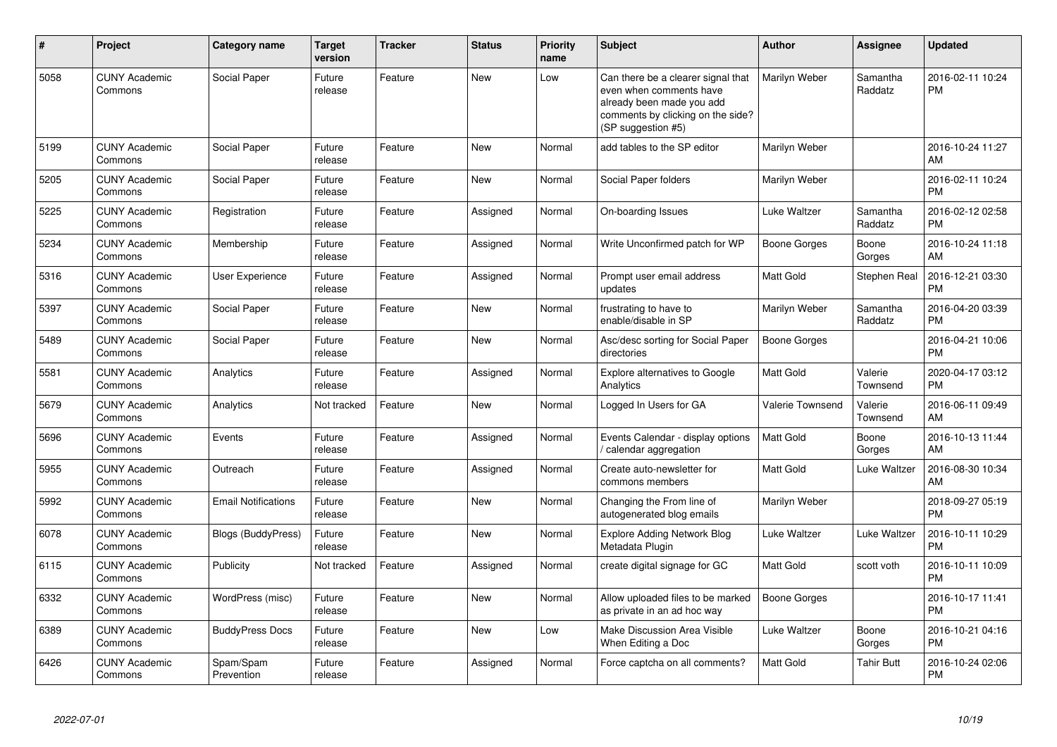| # | Project | Category name | Target version | Tracker | Status | Priority name | Subject | Author | Assignee | Updated |
| --- | --- | --- | --- | --- | --- | --- | --- | --- | --- | --- |
| 5058 | CUNY Academic Commons | Social Paper | Future release | Feature | New | Low | Can there be a clearer signal that even when comments have already been made you add comments by clicking on the side? (SP suggestion #5) | Marilyn Weber | Samantha Raddatz | 2016-02-11 10:24 PM |
| 5199 | CUNY Academic Commons | Social Paper | Future release | Feature | New | Normal | add tables to the SP editor | Marilyn Weber | | 2016-10-24 11:27 AM |
| 5205 | CUNY Academic Commons | Social Paper | Future release | Feature | New | Normal | Social Paper folders | Marilyn Weber | | 2016-02-11 10:24 PM |
| 5225 | CUNY Academic Commons | Registration | Future release | Feature | Assigned | Normal | On-boarding Issues | Luke Waltzer | Samantha Raddatz | 2016-02-12 02:58 PM |
| 5234 | CUNY Academic Commons | Membership | Future release | Feature | Assigned | Normal | Write Unconfirmed patch for WP | Boone Gorges | Boone Gorges | 2016-10-24 11:18 AM |
| 5316 | CUNY Academic Commons | User Experience | Future release | Feature | Assigned | Normal | Prompt user email address updates | Matt Gold | Stephen Real | 2016-12-21 03:30 PM |
| 5397 | CUNY Academic Commons | Social Paper | Future release | Feature | New | Normal | frustrating to have to enable/disable in SP | Marilyn Weber | Samantha Raddatz | 2016-04-20 03:39 PM |
| 5489 | CUNY Academic Commons | Social Paper | Future release | Feature | New | Normal | Asc/desc sorting for Social Paper directories | Boone Gorges | | 2016-04-21 10:06 PM |
| 5581 | CUNY Academic Commons | Analytics | Future release | Feature | Assigned | Normal | Explore alternatives to Google Analytics | Matt Gold | Valerie Townsend | 2020-04-17 03:12 PM |
| 5679 | CUNY Academic Commons | Analytics | Not tracked | Feature | New | Normal | Logged In Users for GA | Valerie Townsend | Valerie Townsend | 2016-06-11 09:49 AM |
| 5696 | CUNY Academic Commons | Events | Future release | Feature | Assigned | Normal | Events Calendar - display options / calendar aggregation | Matt Gold | Boone Gorges | 2016-10-13 11:44 AM |
| 5955 | CUNY Academic Commons | Outreach | Future release | Feature | Assigned | Normal | Create auto-newsletter for commons members | Matt Gold | Luke Waltzer | 2016-08-30 10:34 AM |
| 5992 | CUNY Academic Commons | Email Notifications | Future release | Feature | New | Normal | Changing the From line of autogenerated blog emails | Marilyn Weber | | 2018-09-27 05:19 PM |
| 6078 | CUNY Academic Commons | Blogs (BuddyPress) | Future release | Feature | New | Normal | Explore Adding Network Blog Metadata Plugin | Luke Waltzer | Luke Waltzer | 2016-10-11 10:29 PM |
| 6115 | CUNY Academic Commons | Publicity | Not tracked | Feature | Assigned | Normal | create digital signage for GC | Matt Gold | scott voth | 2016-10-11 10:09 PM |
| 6332 | CUNY Academic Commons | WordPress (misc) | Future release | Feature | New | Normal | Allow uploaded files to be marked as private in an ad hoc way | Boone Gorges | | 2016-10-17 11:41 PM |
| 6389 | CUNY Academic Commons | BuddyPress Docs | Future release | Feature | New | Low | Make Discussion Area Visible When Editing a Doc | Luke Waltzer | Boone Gorges | 2016-10-21 04:16 PM |
| 6426 | CUNY Academic Commons | Spam/Spam Prevention | Future release | Feature | Assigned | Normal | Force captcha on all comments? | Matt Gold | Tahir Butt | 2016-10-24 02:06 PM |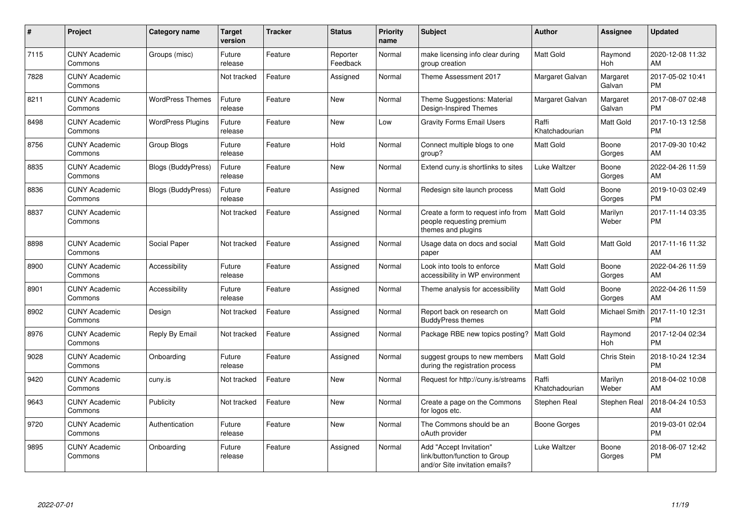| # | Project | Category name | Target version | Tracker | Status | Priority name | Subject | Author | Assignee | Updated |
|---|---|---|---|---|---|---|---|---|---|---|
| 7115 | CUNY Academic Commons | Groups (misc) | Future release | Feature | Reporter Feedback | Normal | make licensing info clear during group creation | Matt Gold | Raymond Hoh | 2020-12-08 11:32 AM |
| 7828 | CUNY Academic Commons | | Not tracked | Feature | Assigned | Normal | Theme Assessment 2017 | Margaret Galvan | Margaret Galvan | 2017-05-02 10:41 PM |
| 8211 | CUNY Academic Commons | WordPress Themes | Future release | Feature | New | Normal | Theme Suggestions: Material Design-Inspired Themes | Margaret Galvan | Margaret Galvan | 2017-08-07 02:48 PM |
| 8498 | CUNY Academic Commons | WordPress Plugins | Future release | Feature | New | Low | Gravity Forms Email Users | Raffi Khatchadourian | Matt Gold | 2017-10-13 12:58 PM |
| 8756 | CUNY Academic Commons | Group Blogs | Future release | Feature | Hold | Normal | Connect multiple blogs to one group? | Matt Gold | Boone Gorges | 2017-09-30 10:42 AM |
| 8835 | CUNY Academic Commons | Blogs (BuddyPress) | Future release | Feature | New | Normal | Extend cuny.is shortlinks to sites | Luke Waltzer | Boone Gorges | 2022-04-26 11:59 AM |
| 8836 | CUNY Academic Commons | Blogs (BuddyPress) | Future release | Feature | Assigned | Normal | Redesign site launch process | Matt Gold | Boone Gorges | 2019-10-03 02:49 PM |
| 8837 | CUNY Academic Commons | | Not tracked | Feature | Assigned | Normal | Create a form to request info from people requesting premium themes and plugins | Matt Gold | Marilyn Weber | 2017-11-14 03:35 PM |
| 8898 | CUNY Academic Commons | Social Paper | Not tracked | Feature | Assigned | Normal | Usage data on docs and social paper | Matt Gold | Matt Gold | 2017-11-16 11:32 AM |
| 8900 | CUNY Academic Commons | Accessibility | Future release | Feature | Assigned | Normal | Look into tools to enforce accessibility in WP environment | Matt Gold | Boone Gorges | 2022-04-26 11:59 AM |
| 8901 | CUNY Academic Commons | Accessibility | Future release | Feature | Assigned | Normal | Theme analysis for accessibility | Matt Gold | Boone Gorges | 2022-04-26 11:59 AM |
| 8902 | CUNY Academic Commons | Design | Not tracked | Feature | Assigned | Normal | Report back on research on BuddyPress themes | Matt Gold | Michael Smith | 2017-11-10 12:31 PM |
| 8976 | CUNY Academic Commons | Reply By Email | Not tracked | Feature | Assigned | Normal | Package RBE new topics posting? | Matt Gold | Raymond Hoh | 2017-12-04 02:34 PM |
| 9028 | CUNY Academic Commons | Onboarding | Future release | Feature | Assigned | Normal | suggest groups to new members during the registration process | Matt Gold | Chris Stein | 2018-10-24 12:34 PM |
| 9420 | CUNY Academic Commons | cuny.is | Not tracked | Feature | New | Normal | Request for http://cuny.is/streams | Raffi Khatchadourian | Marilyn Weber | 2018-04-02 10:08 AM |
| 9643 | CUNY Academic Commons | Publicity | Not tracked | Feature | New | Normal | Create a page on the Commons for logos etc. | Stephen Real | Stephen Real | 2018-04-24 10:53 AM |
| 9720 | CUNY Academic Commons | Authentication | Future release | Feature | New | Normal | The Commons should be an oAuth provider | Boone Gorges | | 2019-03-01 02:04 PM |
| 9895 | CUNY Academic Commons | Onboarding | Future release | Feature | Assigned | Normal | Add "Accept Invitation" link/button/function to Group and/or Site invitation emails? | Luke Waltzer | Boone Gorges | 2018-06-07 12:42 PM |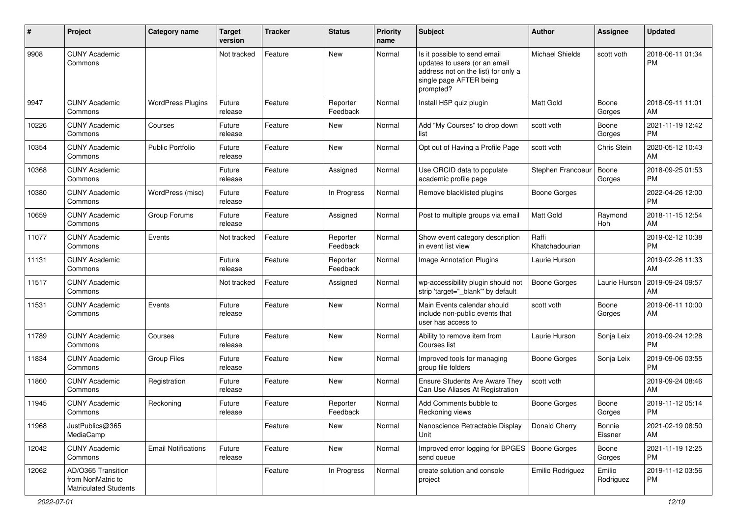| # | Project | Category name | Target version | Tracker | Status | Priority name | Subject | Author | Assignee | Updated |
|---|---|---|---|---|---|---|---|---|---|---|
| 9908 | CUNY Academic Commons | | Not tracked | Feature | New | Normal | Is it possible to send email updates to users (or an email address not on the list) for only a single page AFTER being prompted? | Michael Shields | scott voth | 2018-06-11 01:34 PM |
| 9947 | CUNY Academic Commons | WordPress Plugins | Future release | Feature | Reporter Feedback | Normal | Install H5P quiz plugin | Matt Gold | Boone Gorges | 2018-09-11 11:01 AM |
| 10226 | CUNY Academic Commons | Courses | Future release | Feature | New | Normal | Add "My Courses" to drop down list | scott voth | Boone Gorges | 2021-11-19 12:42 PM |
| 10354 | CUNY Academic Commons | Public Portfolio | Future release | Feature | New | Normal | Opt out of Having a Profile Page | scott voth | Chris Stein | 2020-05-12 10:43 AM |
| 10368 | CUNY Academic Commons | | Future release | Feature | Assigned | Normal | Use ORCID data to populate academic profile page | Stephen Francoeur | Boone Gorges | 2018-09-25 01:53 PM |
| 10380 | CUNY Academic Commons | WordPress (misc) | Future release | Feature | In Progress | Normal | Remove blacklisted plugins | Boone Gorges | | 2022-04-26 12:00 PM |
| 10659 | CUNY Academic Commons | Group Forums | Future release | Feature | Assigned | Normal | Post to multiple groups via email | Matt Gold | Raymond Hoh | 2018-11-15 12:54 AM |
| 11077 | CUNY Academic Commons | Events | Not tracked | Feature | Reporter Feedback | Normal | Show event category description in event list view | Raffi Khatchadourian | | 2019-02-12 10:38 PM |
| 11131 | CUNY Academic Commons | | Future release | Feature | Reporter Feedback | Normal | Image Annotation Plugins | Laurie Hurson | | 2019-02-26 11:33 AM |
| 11517 | CUNY Academic Commons | | Not tracked | Feature | Assigned | Normal | wp-accessibility plugin should not strip 'target="_blank"' by default | Boone Gorges | Laurie Hurson | 2019-09-24 09:57 AM |
| 11531 | CUNY Academic Commons | Events | Future release | Feature | New | Normal | Main Events calendar should include non-public events that user has access to | scott voth | Boone Gorges | 2019-06-11 10:00 AM |
| 11789 | CUNY Academic Commons | Courses | Future release | Feature | New | Normal | Ability to remove item from Courses list | Laurie Hurson | Sonja Leix | 2019-09-24 12:28 PM |
| 11834 | CUNY Academic Commons | Group Files | Future release | Feature | New | Normal | Improved tools for managing group file folders | Boone Gorges | Sonja Leix | 2019-09-06 03:55 PM |
| 11860 | CUNY Academic Commons | Registration | Future release | Feature | New | Normal | Ensure Students Are Aware They Can Use Aliases At Registration | scott voth | | 2019-09-24 08:46 AM |
| 11945 | CUNY Academic Commons | Reckoning | Future release | Feature | Reporter Feedback | Normal | Add Comments bubble to Reckoning views | Boone Gorges | Boone Gorges | 2019-11-12 05:14 PM |
| 11968 | JustPublics@365 MediaCamp | | | Feature | New | Normal | Nanoscience Retractable Display Unit | Donald Cherry | Bonnie Eissner | 2021-02-19 08:50 AM |
| 12042 | CUNY Academic Commons | Email Notifications | Future release | Feature | New | Normal | Improved error logging for BPGES send queue | Boone Gorges | Boone Gorges | 2021-11-19 12:25 PM |
| 12062 | AD/O365 Transition from NonMatric to Matriculated Students | | | Feature | In Progress | Normal | create solution and console project | Emilio Rodriguez | Emilio Rodriguez | 2019-11-12 03:56 PM |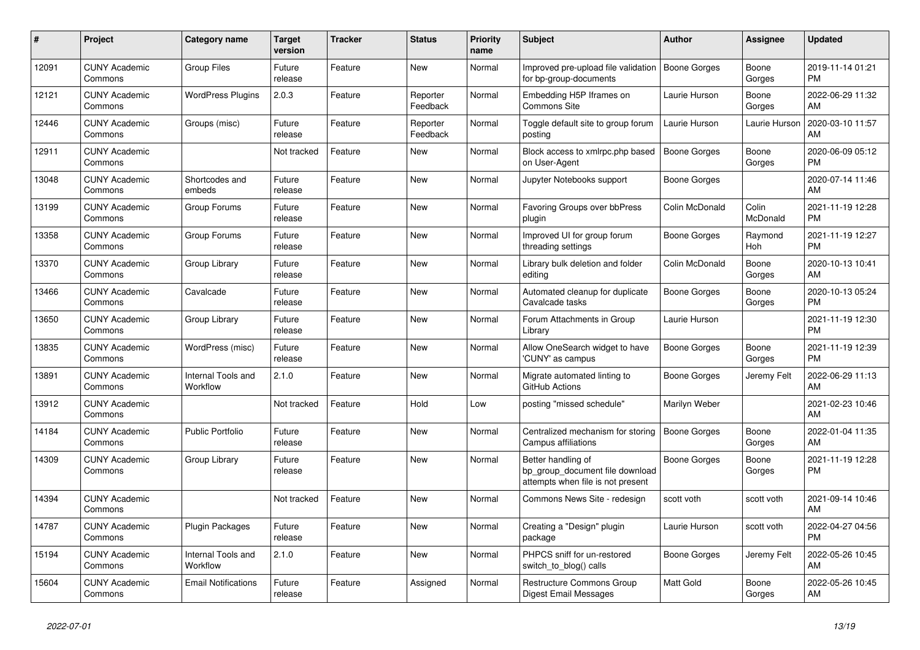| # | Project | Category name | Target version | Tracker | Status | Priority name | Subject | Author | Assignee | Updated |
|---|---|---|---|---|---|---|---|---|---|---|
| 12091 | CUNY Academic Commons | Group Files | Future release | Feature | New | Normal | Improved pre-upload file validation for bp-group-documents | Boone Gorges | Boone Gorges | 2019-11-14 01:21 PM |
| 12121 | CUNY Academic Commons | WordPress Plugins | 2.0.3 | Feature | Reporter Feedback | Normal | Embedding H5P Iframes on Commons Site | Laurie Hurson | Boone Gorges | 2022-06-29 11:32 AM |
| 12446 | CUNY Academic Commons | Groups (misc) | Future release | Feature | Reporter Feedback | Normal | Toggle default site to group forum posting | Laurie Hurson | Laurie Hurson | 2020-03-10 11:57 AM |
| 12911 | CUNY Academic Commons | | Not tracked | Feature | New | Normal | Block access to xmlrpc.php based on User-Agent | Boone Gorges | Boone Gorges | 2020-06-09 05:12 PM |
| 13048 | CUNY Academic Commons | Shortcodes and embeds | Future release | Feature | New | Normal | Jupyter Notebooks support | Boone Gorges | | 2020-07-14 11:46 AM |
| 13199 | CUNY Academic Commons | Group Forums | Future release | Feature | New | Normal | Favoring Groups over bbPress plugin | Colin McDonald | Colin McDonald | 2021-11-19 12:28 PM |
| 13358 | CUNY Academic Commons | Group Forums | Future release | Feature | New | Normal | Improved UI for group forum threading settings | Boone Gorges | Raymond Hoh | 2021-11-19 12:27 PM |
| 13370 | CUNY Academic Commons | Group Library | Future release | Feature | New | Normal | Library bulk deletion and folder editing | Colin McDonald | Boone Gorges | 2020-10-13 10:41 AM |
| 13466 | CUNY Academic Commons | Cavalcade | Future release | Feature | New | Normal | Automated cleanup for duplicate Cavalcade tasks | Boone Gorges | Boone Gorges | 2020-10-13 05:24 PM |
| 13650 | CUNY Academic Commons | Group Library | Future release | Feature | New | Normal | Forum Attachments in Group Library | Laurie Hurson | | 2021-11-19 12:30 PM |
| 13835 | CUNY Academic Commons | WordPress (misc) | Future release | Feature | New | Normal | Allow OneSearch widget to have 'CUNY' as campus | Boone Gorges | Boone Gorges | 2021-11-19 12:39 PM |
| 13891 | CUNY Academic Commons | Internal Tools and Workflow | 2.1.0 | Feature | New | Normal | Migrate automated linting to GitHub Actions | Boone Gorges | Jeremy Felt | 2022-06-29 11:13 AM |
| 13912 | CUNY Academic Commons | | Not tracked | Feature | Hold | Low | posting "missed schedule" | Marilyn Weber | | 2021-02-23 10:46 AM |
| 14184 | CUNY Academic Commons | Public Portfolio | Future release | Feature | New | Normal | Centralized mechanism for storing Campus affiliations | Boone Gorges | Boone Gorges | 2022-01-04 11:35 AM |
| 14309 | CUNY Academic Commons | Group Library | Future release | Feature | New | Normal | Better handling of bp_group_document file download attempts when file is not present | Boone Gorges | Boone Gorges | 2021-11-19 12:28 PM |
| 14394 | CUNY Academic Commons | | Not tracked | Feature | New | Normal | Commons News Site - redesign | scott voth | scott voth | 2021-09-14 10:46 AM |
| 14787 | CUNY Academic Commons | Plugin Packages | Future release | Feature | New | Normal | Creating a "Design" plugin package | Laurie Hurson | scott voth | 2022-04-27 04:56 PM |
| 15194 | CUNY Academic Commons | Internal Tools and Workflow | 2.1.0 | Feature | New | Normal | PHPCS sniff for un-restored switch_to_blog() calls | Boone Gorges | Jeremy Felt | 2022-05-26 10:45 AM |
| 15604 | CUNY Academic Commons | Email Notifications | Future release | Feature | Assigned | Normal | Restructure Commons Group Digest Email Messages | Matt Gold | Boone Gorges | 2022-05-26 10:45 AM |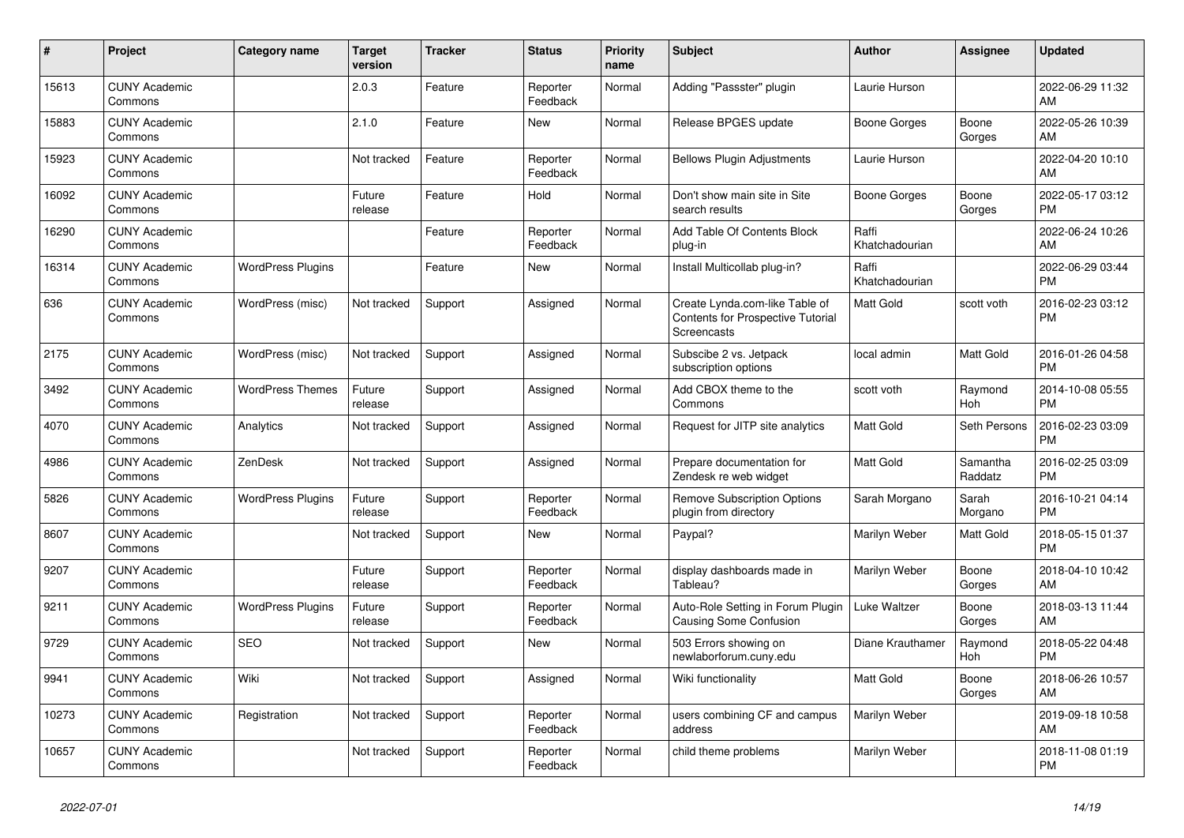| # | Project | Category name | Target version | Tracker | Status | Priority name | Subject | Author | Assignee | Updated |
|---|---|---|---|---|---|---|---|---|---|---|
| 15613 | CUNY Academic Commons | | 2.0.3 | Feature | Reporter Feedback | Normal | Adding "Passster" plugin | Laurie Hurson | | 2022-06-29 11:32 AM |
| 15883 | CUNY Academic Commons | | 2.1.0 | Feature | New | Normal | Release BPGES update | Boone Gorges | Boone Gorges | 2022-05-26 10:39 AM |
| 15923 | CUNY Academic Commons | | Not tracked | Feature | Reporter Feedback | Normal | Bellows Plugin Adjustments | Laurie Hurson | | 2022-04-20 10:10 AM |
| 16092 | CUNY Academic Commons | | Future release | Feature | Hold | Normal | Don't show main site in Site search results | Boone Gorges | Boone Gorges | 2022-05-17 03:12 PM |
| 16290 | CUNY Academic Commons | | | Feature | Reporter Feedback | Normal | Add Table Of Contents Block plug-in | Raffi Khatchadourian | | 2022-06-24 10:26 AM |
| 16314 | CUNY Academic Commons | WordPress Plugins | | Feature | New | Normal | Install Multicollab plug-in? | Raffi Khatchadourian | | 2022-06-29 03:44 PM |
| 636 | CUNY Academic Commons | WordPress (misc) | Not tracked | Support | Assigned | Normal | Create Lynda.com-like Table of Contents for Prospective Tutorial Screencasts | Matt Gold | scott voth | 2016-02-23 03:12 PM |
| 2175 | CUNY Academic Commons | WordPress (misc) | Not tracked | Support | Assigned | Normal | Subscibe 2 vs. Jetpack subscription options | local admin | Matt Gold | 2016-01-26 04:58 PM |
| 3492 | CUNY Academic Commons | WordPress Themes | Future release | Support | Assigned | Normal | Add CBOX theme to the Commons | scott voth | Raymond Hoh | 2014-10-08 05:55 PM |
| 4070 | CUNY Academic Commons | Analytics | Not tracked | Support | Assigned | Normal | Request for JITP site analytics | Matt Gold | Seth Persons | 2016-02-23 03:09 PM |
| 4986 | CUNY Academic Commons | ZenDesk | Not tracked | Support | Assigned | Normal | Prepare documentation for Zendesk re web widget | Matt Gold | Samantha Raddatz | 2016-02-25 03:09 PM |
| 5826 | CUNY Academic Commons | WordPress Plugins | Future release | Support | Reporter Feedback | Normal | Remove Subscription Options plugin from directory | Sarah Morgano | Sarah Morgano | 2016-10-21 04:14 PM |
| 8607 | CUNY Academic Commons | | Not tracked | Support | New | Normal | Paypal? | Marilyn Weber | Matt Gold | 2018-05-15 01:37 PM |
| 9207 | CUNY Academic Commons | | Future release | Support | Reporter Feedback | Normal | display dashboards made in Tableau? | Marilyn Weber | Boone Gorges | 2018-04-10 10:42 AM |
| 9211 | CUNY Academic Commons | WordPress Plugins | Future release | Support | Reporter Feedback | Normal | Auto-Role Setting in Forum Plugin Causing Some Confusion | Luke Waltzer | Boone Gorges | 2018-03-13 11:44 AM |
| 9729 | CUNY Academic Commons | SEO | Not tracked | Support | New | Normal | 503 Errors showing on newlaborforum.cuny.edu | Diane Krauthamer | Raymond Hoh | 2018-05-22 04:48 PM |
| 9941 | CUNY Academic Commons | Wiki | Not tracked | Support | Assigned | Normal | Wiki functionality | Matt Gold | Boone Gorges | 2018-06-26 10:57 AM |
| 10273 | CUNY Academic Commons | Registration | Not tracked | Support | Reporter Feedback | Normal | users combining CF and campus address | Marilyn Weber | | 2019-09-18 10:58 AM |
| 10657 | CUNY Academic Commons | | Not tracked | Support | Reporter Feedback | Normal | child theme problems | Marilyn Weber | | 2018-11-08 01:19 PM |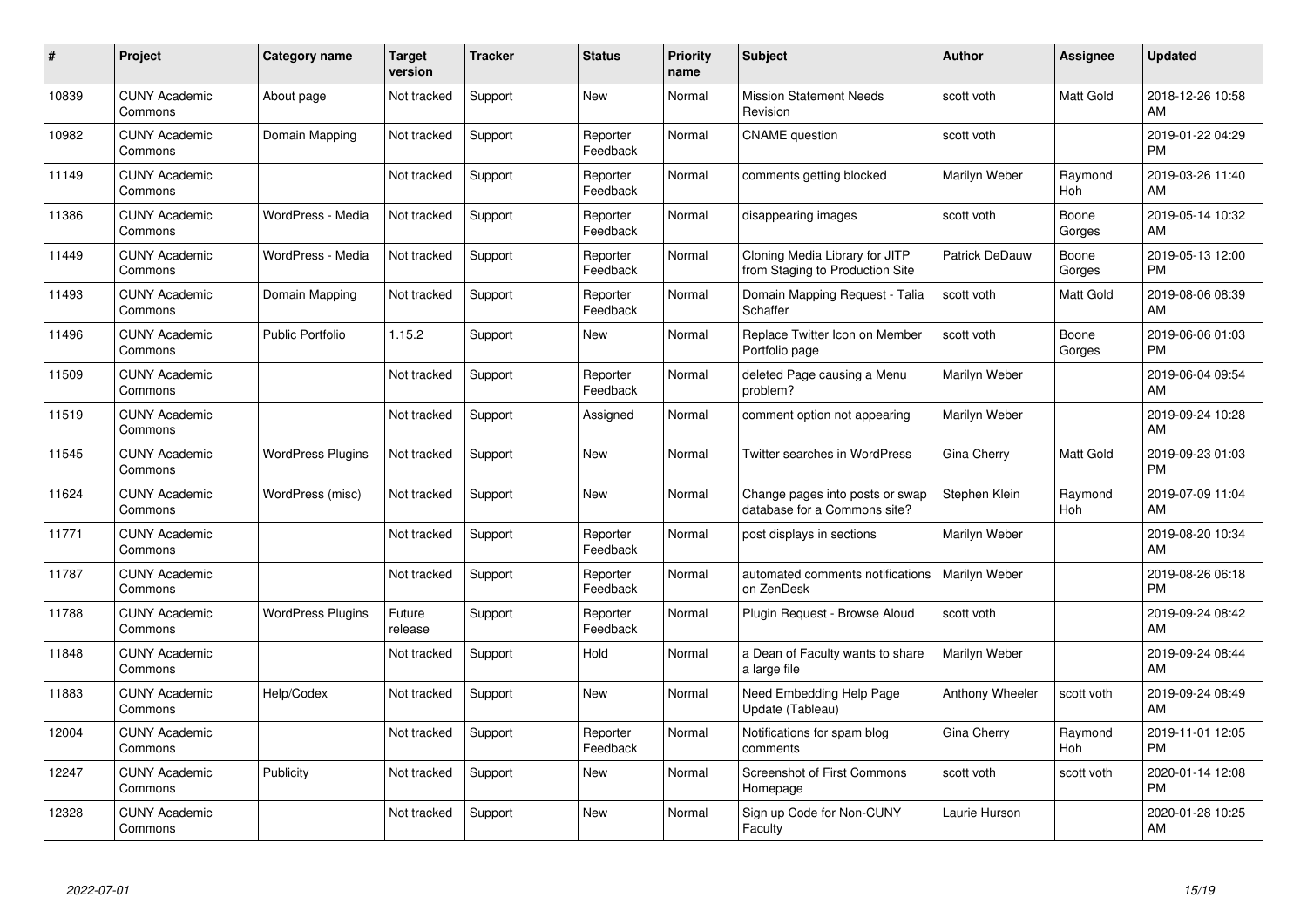| # | Project | Category name | Target version | Tracker | Status | Priority name | Subject | Author | Assignee | Updated |
|---|---|---|---|---|---|---|---|---|---|---|
| 10839 | CUNY Academic Commons | About page | Not tracked | Support | New | Normal | Mission Statement Needs Revision | scott voth | Matt Gold | 2018-12-26 10:58 AM |
| 10982 | CUNY Academic Commons | Domain Mapping | Not tracked | Support | Reporter Feedback | Normal | CNAME question | scott voth | | 2019-01-22 04:29 PM |
| 11149 | CUNY Academic Commons | | Not tracked | Support | Reporter Feedback | Normal | comments getting blocked | Marilyn Weber | Raymond Hoh | 2019-03-26 11:40 AM |
| 11386 | CUNY Academic Commons | WordPress - Media | Not tracked | Support | Reporter Feedback | Normal | disappearing images | scott voth | Boone Gorges | 2019-05-14 10:32 AM |
| 11449 | CUNY Academic Commons | WordPress - Media | Not tracked | Support | Reporter Feedback | Normal | Cloning Media Library for JITP from Staging to Production Site | Patrick DeDauw | Boone Gorges | 2019-05-13 12:00 PM |
| 11493 | CUNY Academic Commons | Domain Mapping | Not tracked | Support | Reporter Feedback | Normal | Domain Mapping Request - Talia Schaffer | scott voth | Matt Gold | 2019-08-06 08:39 AM |
| 11496 | CUNY Academic Commons | Public Portfolio | 1.15.2 | Support | New | Normal | Replace Twitter Icon on Member Portfolio page | scott voth | Boone Gorges | 2019-06-06 01:03 PM |
| 11509 | CUNY Academic Commons | | Not tracked | Support | Reporter Feedback | Normal | deleted Page causing a Menu problem? | Marilyn Weber | | 2019-06-04 09:54 AM |
| 11519 | CUNY Academic Commons | | Not tracked | Support | Assigned | Normal | comment option not appearing | Marilyn Weber | | 2019-09-24 10:28 AM |
| 11545 | CUNY Academic Commons | WordPress Plugins | Not tracked | Support | New | Normal | Twitter searches in WordPress | Gina Cherry | Matt Gold | 2019-09-23 01:03 PM |
| 11624 | CUNY Academic Commons | WordPress (misc) | Not tracked | Support | New | Normal | Change pages into posts or swap database for a Commons site? | Stephen Klein | Raymond Hoh | 2019-07-09 11:04 AM |
| 11771 | CUNY Academic Commons | | Not tracked | Support | Reporter Feedback | Normal | post displays in sections | Marilyn Weber | | 2019-08-20 10:34 AM |
| 11787 | CUNY Academic Commons | | Not tracked | Support | Reporter Feedback | Normal | automated comments notifications on ZenDesk | Marilyn Weber | | 2019-08-26 06:18 PM |
| 11788 | CUNY Academic Commons | WordPress Plugins | Future release | Support | Reporter Feedback | Normal | Plugin Request - Browse Aloud | scott voth | | 2019-09-24 08:42 AM |
| 11848 | CUNY Academic Commons | | Not tracked | Support | Hold | Normal | a Dean of Faculty wants to share a large file | Marilyn Weber | | 2019-09-24 08:44 AM |
| 11883 | CUNY Academic Commons | Help/Codex | Not tracked | Support | New | Normal | Need Embedding Help Page Update (Tableau) | Anthony Wheeler | scott voth | 2019-09-24 08:49 AM |
| 12004 | CUNY Academic Commons | | Not tracked | Support | Reporter Feedback | Normal | Notifications for spam blog comments | Gina Cherry | Raymond Hoh | 2019-11-01 12:05 PM |
| 12247 | CUNY Academic Commons | Publicity | Not tracked | Support | New | Normal | Screenshot of First Commons Homepage | scott voth | scott voth | 2020-01-14 12:08 PM |
| 12328 | CUNY Academic Commons | | Not tracked | Support | New | Normal | Sign up Code for Non-CUNY Faculty | Laurie Hurson | | 2020-01-28 10:25 AM |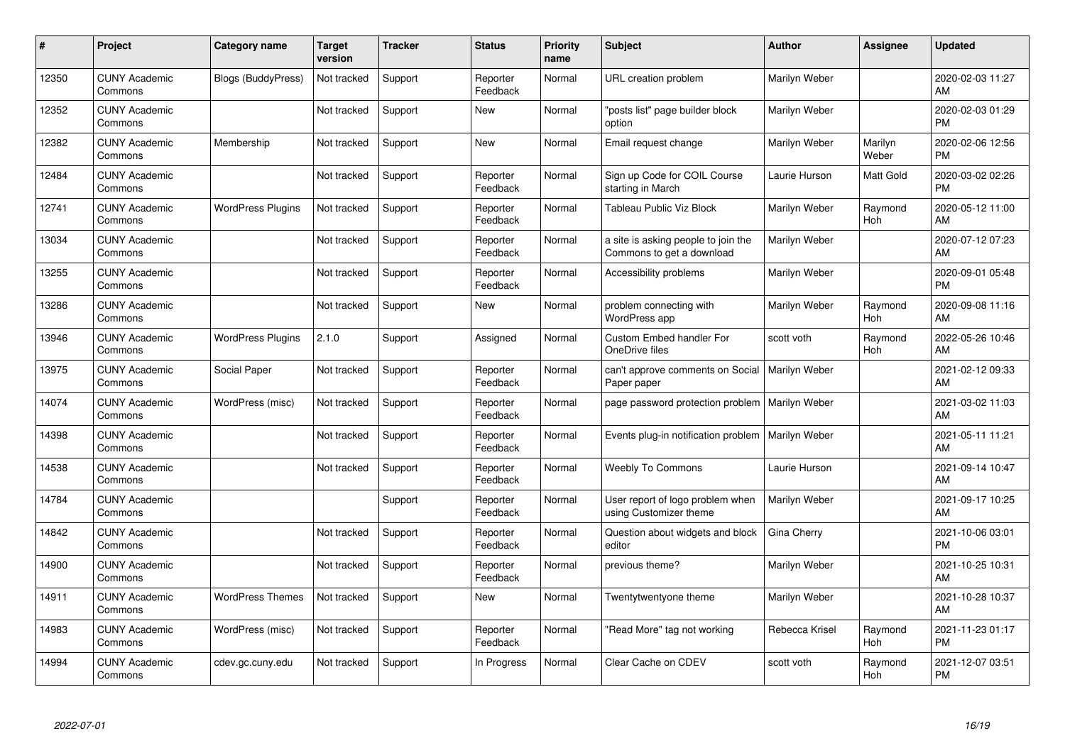| # | Project | Category name | Target version | Tracker | Status | Priority name | Subject | Author | Assignee | Updated |
|---|---|---|---|---|---|---|---|---|---|---|
| 12350 | CUNY Academic Commons | Blogs (BuddyPress) | Not tracked | Support | Reporter Feedback | Normal | URL creation problem | Marilyn Weber | | 2020-02-03 11:27 AM |
| 12352 | CUNY Academic Commons | | Not tracked | Support | New | Normal | "posts list" page builder block option | Marilyn Weber | | 2020-02-03 01:29 PM |
| 12382 | CUNY Academic Commons | Membership | Not tracked | Support | New | Normal | Email request change | Marilyn Weber | Marilyn Weber | 2020-02-06 12:56 PM |
| 12484 | CUNY Academic Commons | | Not tracked | Support | Reporter Feedback | Normal | Sign up Code for COIL Course starting in March | Laurie Hurson | Matt Gold | 2020-03-02 02:26 PM |
| 12741 | CUNY Academic Commons | WordPress Plugins | Not tracked | Support | Reporter Feedback | Normal | Tableau Public Viz Block | Marilyn Weber | Raymond Hoh | 2020-05-12 11:00 AM |
| 13034 | CUNY Academic Commons | | Not tracked | Support | Reporter Feedback | Normal | a site is asking people to join the Commons to get a download | Marilyn Weber | | 2020-07-12 07:23 AM |
| 13255 | CUNY Academic Commons | | Not tracked | Support | Reporter Feedback | Normal | Accessibility problems | Marilyn Weber | | 2020-09-01 05:48 PM |
| 13286 | CUNY Academic Commons | | Not tracked | Support | New | Normal | problem connecting with WordPress app | Marilyn Weber | Raymond Hoh | 2020-09-08 11:16 AM |
| 13946 | CUNY Academic Commons | WordPress Plugins | 2.1.0 | Support | Assigned | Normal | Custom Embed handler For OneDrive files | scott voth | Raymond Hoh | 2022-05-26 10:46 AM |
| 13975 | CUNY Academic Commons | Social Paper | Not tracked | Support | Reporter Feedback | Normal | can't approve comments on Social Paper paper | Marilyn Weber | | 2021-02-12 09:33 AM |
| 14074 | CUNY Academic Commons | WordPress (misc) | Not tracked | Support | Reporter Feedback | Normal | page password protection problem | Marilyn Weber | | 2021-03-02 11:03 AM |
| 14398 | CUNY Academic Commons | | Not tracked | Support | Reporter Feedback | Normal | Events plug-in notification problem | Marilyn Weber | | 2021-05-11 11:21 AM |
| 14538 | CUNY Academic Commons | | Not tracked | Support | Reporter Feedback | Normal | Weebly To Commons | Laurie Hurson | | 2021-09-14 10:47 AM |
| 14784 | CUNY Academic Commons | | | Support | Reporter Feedback | Normal | User report of logo problem when using Customizer theme | Marilyn Weber | | 2021-09-17 10:25 AM |
| 14842 | CUNY Academic Commons | | Not tracked | Support | Reporter Feedback | Normal | Question about widgets and block editor | Gina Cherry | | 2021-10-06 03:01 PM |
| 14900 | CUNY Academic Commons | | Not tracked | Support | Reporter Feedback | Normal | previous theme? | Marilyn Weber | | 2021-10-25 10:31 AM |
| 14911 | CUNY Academic Commons | WordPress Themes | Not tracked | Support | New | Normal | Twentytwentyone theme | Marilyn Weber | | 2021-10-28 10:37 AM |
| 14983 | CUNY Academic Commons | WordPress (misc) | Not tracked | Support | Reporter Feedback | Normal | "Read More" tag not working | Rebecca Krisel | Raymond Hoh | 2021-11-23 01:17 PM |
| 14994 | CUNY Academic Commons | cdev.gc.cuny.edu | Not tracked | Support | In Progress | Normal | Clear Cache on CDEV | scott voth | Raymond Hoh | 2021-12-07 03:51 PM |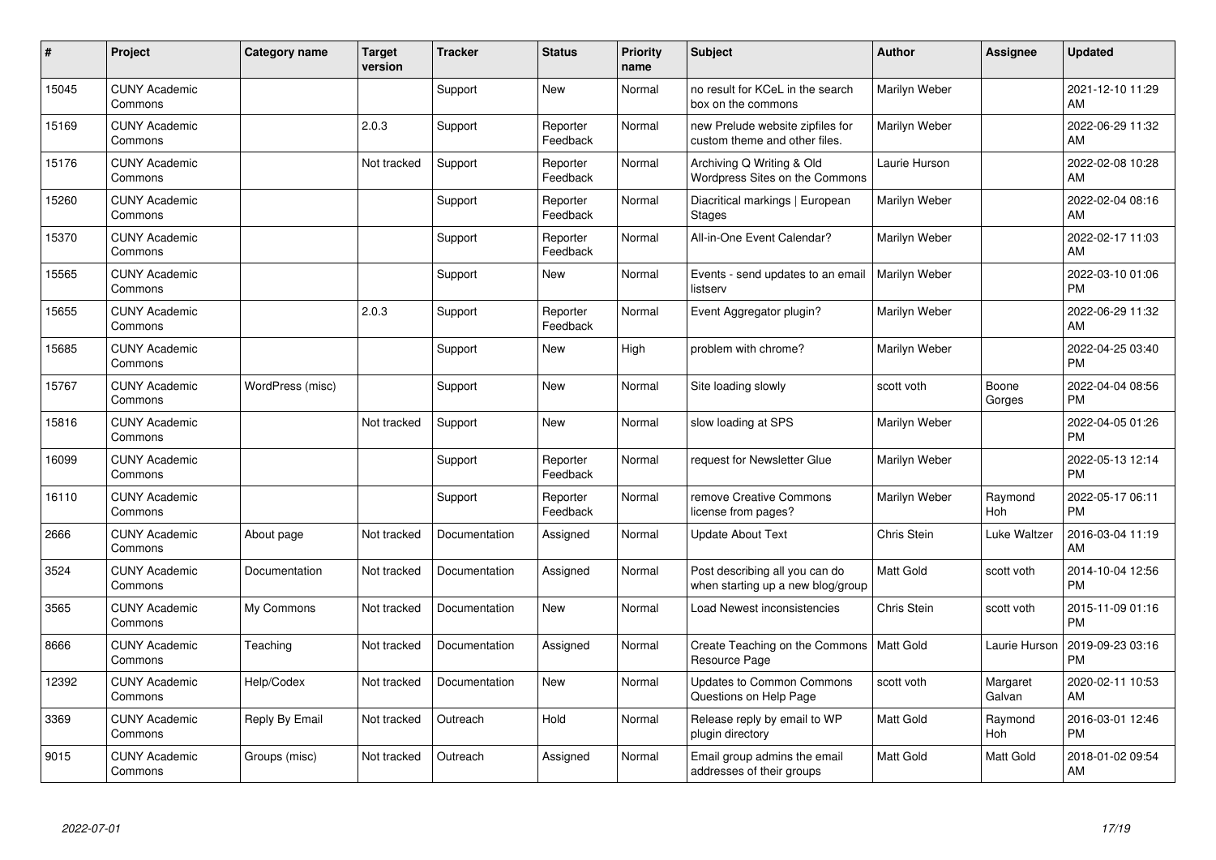| # | Project | Category name | Target version | Tracker | Status | Priority name | Subject | Author | Assignee | Updated |
|---|---|---|---|---|---|---|---|---|---|---|
| 15045 | CUNY Academic Commons | | | Support | New | Normal | no result for KCeL in the search box on the commons | Marilyn Weber | | 2021-12-10 11:29 AM |
| 15169 | CUNY Academic Commons | | 2.0.3 | Support | Reporter Feedback | Normal | new Prelude website zipfiles for custom theme and other files. | Marilyn Weber | | 2022-06-29 11:32 AM |
| 15176 | CUNY Academic Commons | | Not tracked | Support | Reporter Feedback | Normal | Archiving Q Writing & Old Wordpress Sites on the Commons | Laurie Hurson | | 2022-02-08 10:28 AM |
| 15260 | CUNY Academic Commons | | | Support | Reporter Feedback | Normal | Diacritical markings \| European Stages | Marilyn Weber | | 2022-02-04 08:16 AM |
| 15370 | CUNY Academic Commons | | | Support | Reporter Feedback | Normal | All-in-One Event Calendar? | Marilyn Weber | | 2022-02-17 11:03 AM |
| 15565 | CUNY Academic Commons | | | Support | New | Normal | Events - send updates to an email listserv | Marilyn Weber | | 2022-03-10 01:06 PM |
| 15655 | CUNY Academic Commons | | 2.0.3 | Support | Reporter Feedback | Normal | Event Aggregator plugin? | Marilyn Weber | | 2022-06-29 11:32 AM |
| 15685 | CUNY Academic Commons | | | Support | New | High | problem with chrome? | Marilyn Weber | | 2022-04-25 03:40 PM |
| 15767 | CUNY Academic Commons | WordPress (misc) | | Support | New | Normal | Site loading slowly | scott voth | Boone Gorges | 2022-04-04 08:56 PM |
| 15816 | CUNY Academic Commons | | Not tracked | Support | New | Normal | slow loading at SPS | Marilyn Weber | | 2022-04-05 01:26 PM |
| 16099 | CUNY Academic Commons | | | Support | Reporter Feedback | Normal | request for Newsletter Glue | Marilyn Weber | | 2022-05-13 12:14 PM |
| 16110 | CUNY Academic Commons | | | Support | Reporter Feedback | Normal | remove Creative Commons license from pages? | Marilyn Weber | Raymond Hoh | 2022-05-17 06:11 PM |
| 2666 | CUNY Academic Commons | About page | Not tracked | Documentation | Assigned | Normal | Update About Text | Chris Stein | Luke Waltzer | 2016-03-04 11:19 AM |
| 3524 | CUNY Academic Commons | Documentation | Not tracked | Documentation | Assigned | Normal | Post describing all you can do when starting up a new blog/group | Matt Gold | scott voth | 2014-10-04 12:56 PM |
| 3565 | CUNY Academic Commons | My Commons | Not tracked | Documentation | New | Normal | Load Newest inconsistencies | Chris Stein | scott voth | 2015-11-09 01:16 PM |
| 8666 | CUNY Academic Commons | Teaching | Not tracked | Documentation | Assigned | Normal | Create Teaching on the Commons Resource Page | Matt Gold | Laurie Hurson | 2019-09-23 03:16 PM |
| 12392 | CUNY Academic Commons | Help/Codex | Not tracked | Documentation | New | Normal | Updates to Common Commons Questions on Help Page | scott voth | Margaret Galvan | 2020-02-11 10:53 AM |
| 3369 | CUNY Academic Commons | Reply By Email | Not tracked | Outreach | Hold | Normal | Release reply by email to WP plugin directory | Matt Gold | Raymond Hoh | 2016-03-01 12:46 PM |
| 9015 | CUNY Academic Commons | Groups (misc) | Not tracked | Outreach | Assigned | Normal | Email group admins the email addresses of their groups | Matt Gold | Matt Gold | 2018-01-02 09:54 AM |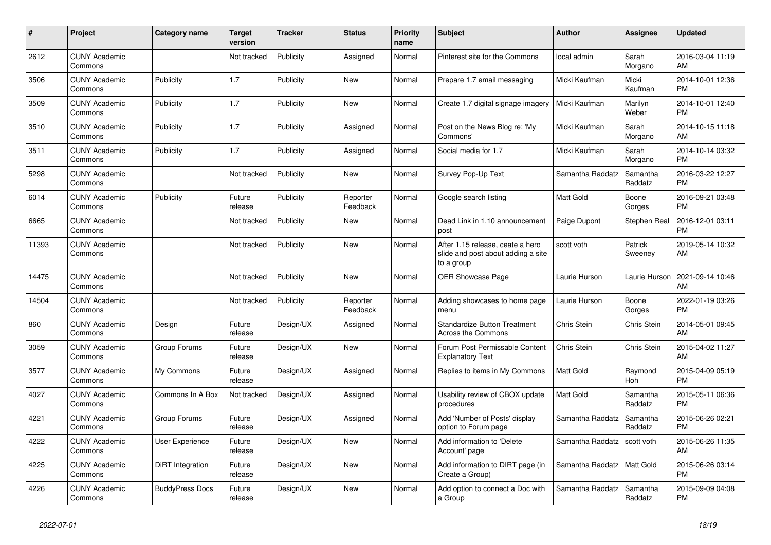| # | Project | Category name | Target version | Tracker | Status | Priority name | Subject | Author | Assignee | Updated |
|---|---|---|---|---|---|---|---|---|---|---|
| 2612 | CUNY Academic Commons | | Not tracked | Publicity | Assigned | Normal | Pinterest site for the Commons | local admin | Sarah Morgano | 2016-03-04 11:19 AM |
| 3506 | CUNY Academic Commons | Publicity | 1.7 | Publicity | New | Normal | Prepare 1.7 email messaging | Micki Kaufman | Micki Kaufman | 2014-10-01 12:36 PM |
| 3509 | CUNY Academic Commons | Publicity | 1.7 | Publicity | New | Normal | Create 1.7 digital signage imagery | Micki Kaufman | Marilyn Weber | 2014-10-01 12:40 PM |
| 3510 | CUNY Academic Commons | Publicity | 1.7 | Publicity | Assigned | Normal | Post on the News Blog re: 'My Commons' | Micki Kaufman | Sarah Morgano | 2014-10-15 11:18 AM |
| 3511 | CUNY Academic Commons | Publicity | 1.7 | Publicity | Assigned | Normal | Social media for 1.7 | Micki Kaufman | Sarah Morgano | 2014-10-14 03:32 PM |
| 5298 | CUNY Academic Commons | | Not tracked | Publicity | New | Normal | Survey Pop-Up Text | Samantha Raddatz | Samantha Raddatz | 2016-03-22 12:27 PM |
| 6014 | CUNY Academic Commons | Publicity | Future release | Publicity | Reporter Feedback | Normal | Google search listing | Matt Gold | Boone Gorges | 2016-09-21 03:48 PM |
| 6665 | CUNY Academic Commons | | Not tracked | Publicity | New | Normal | Dead Link in 1.10 announcement post | Paige Dupont | Stephen Real | 2016-12-01 03:11 PM |
| 11393 | CUNY Academic Commons | | Not tracked | Publicity | New | Normal | After 1.15 release, ceate a hero slide and post about adding a site to a group | scott voth | Patrick Sweeney | 2019-05-14 10:32 AM |
| 14475 | CUNY Academic Commons | | Not tracked | Publicity | New | Normal | OER Showcase Page | Laurie Hurson | Laurie Hurson | 2021-09-14 10:46 AM |
| 14504 | CUNY Academic Commons | | Not tracked | Publicity | Reporter Feedback | Normal | Adding showcases to home page menu | Laurie Hurson | Boone Gorges | 2022-01-19 03:26 PM |
| 860 | CUNY Academic Commons | Design | Future release | Design/UX | Assigned | Normal | Standardize Button Treatment Across the Commons | Chris Stein | Chris Stein | 2014-05-01 09:45 AM |
| 3059 | CUNY Academic Commons | Group Forums | Future release | Design/UX | New | Normal | Forum Post Permissable Content Explanatory Text | Chris Stein | Chris Stein | 2015-04-02 11:27 AM |
| 3577 | CUNY Academic Commons | My Commons | Future release | Design/UX | Assigned | Normal | Replies to items in My Commons | Matt Gold | Raymond Hoh | 2015-04-09 05:19 PM |
| 4027 | CUNY Academic Commons | Commons In A Box | Not tracked | Design/UX | Assigned | Normal | Usability review of CBOX update procedures | Matt Gold | Samantha Raddatz | 2015-05-11 06:36 PM |
| 4221 | CUNY Academic Commons | Group Forums | Future release | Design/UX | Assigned | Normal | Add 'Number of Posts' display option to Forum page | Samantha Raddatz | Samantha Raddatz | 2015-06-26 02:21 PM |
| 4222 | CUNY Academic Commons | User Experience | Future release | Design/UX | New | Normal | Add information to 'Delete Account' page | Samantha Raddatz | scott voth | 2015-06-26 11:35 AM |
| 4225 | CUNY Academic Commons | DiRT Integration | Future release | Design/UX | New | Normal | Add information to DIRT page (in Create a Group) | Samantha Raddatz | Matt Gold | 2015-06-26 03:14 PM |
| 4226 | CUNY Academic Commons | BuddyPress Docs | Future release | Design/UX | New | Normal | Add option to connect a Doc with a Group | Samantha Raddatz | Samantha Raddatz | 2015-09-09 04:08 PM |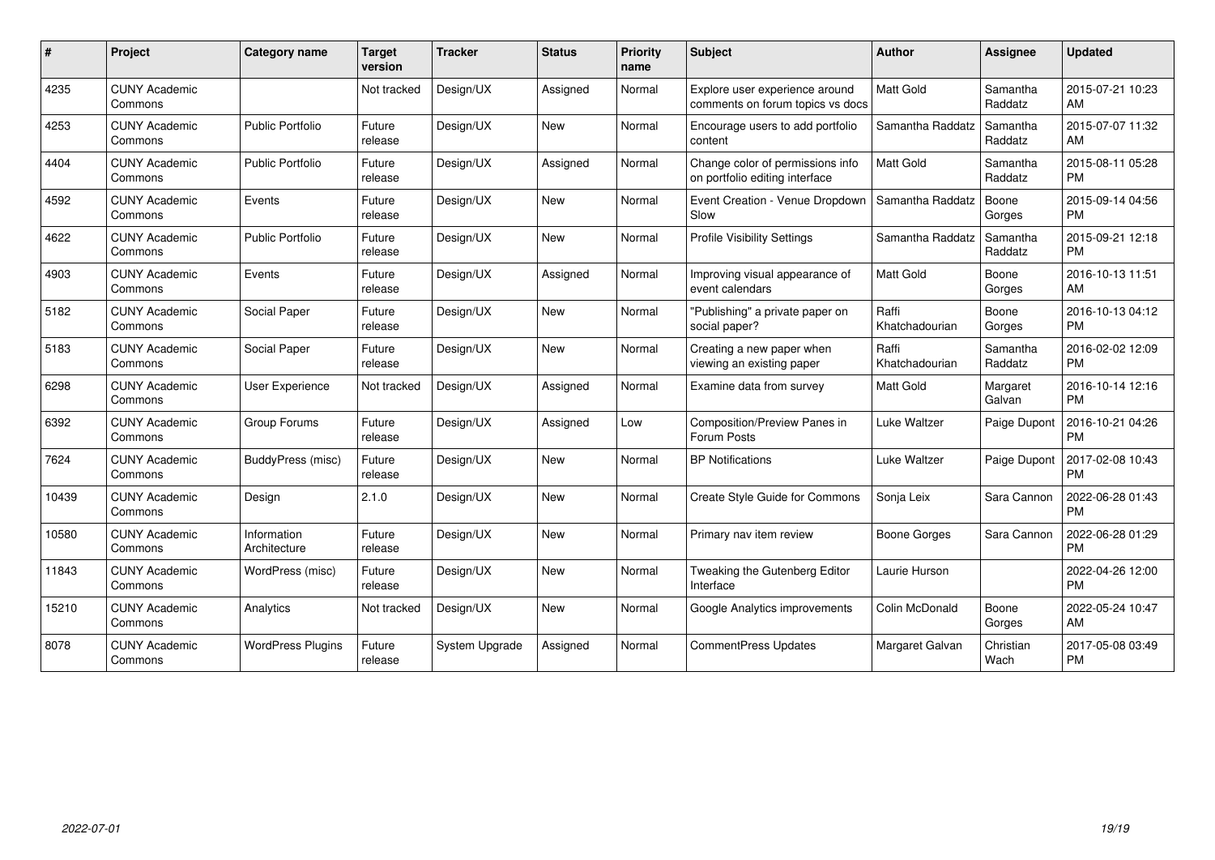| # | Project | Category name | Target version | Tracker | Status | Priority name | Subject | Author | Assignee | Updated |
|---|---|---|---|---|---|---|---|---|---|---|
| 4235 | CUNY Academic Commons | | Not tracked | Design/UX | Assigned | Normal | Explore user experience around comments on forum topics vs docs | Matt Gold | Samantha Raddatz | 2015-07-21 10:23 AM |
| 4253 | CUNY Academic Commons | Public Portfolio | Future release | Design/UX | New | Normal | Encourage users to add portfolio content | Samantha Raddatz | Samantha Raddatz | 2015-07-07 11:32 AM |
| 4404 | CUNY Academic Commons | Public Portfolio | Future release | Design/UX | Assigned | Normal | Change color of permissions info on portfolio editing interface | Matt Gold | Samantha Raddatz | 2015-08-11 05:28 PM |
| 4592 | CUNY Academic Commons | Events | Future release | Design/UX | New | Normal | Event Creation - Venue Dropdown Slow | Samantha Raddatz | Boone Gorges | 2015-09-14 04:56 PM |
| 4622 | CUNY Academic Commons | Public Portfolio | Future release | Design/UX | New | Normal | Profile Visibility Settings | Samantha Raddatz | Samantha Raddatz | 2015-09-21 12:18 PM |
| 4903 | CUNY Academic Commons | Events | Future release | Design/UX | Assigned | Normal | Improving visual appearance of event calendars | Matt Gold | Boone Gorges | 2016-10-13 11:51 AM |
| 5182 | CUNY Academic Commons | Social Paper | Future release | Design/UX | New | Normal | "Publishing" a private paper on social paper? | Raffi Khatchadourian | Boone Gorges | 2016-10-13 04:12 PM |
| 5183 | CUNY Academic Commons | Social Paper | Future release | Design/UX | New | Normal | Creating a new paper when viewing an existing paper | Raffi Khatchadourian | Samantha Raddatz | 2016-02-02 12:09 PM |
| 6298 | CUNY Academic Commons | User Experience | Not tracked | Design/UX | Assigned | Normal | Examine data from survey | Matt Gold | Margaret Galvan | 2016-10-14 12:16 PM |
| 6392 | CUNY Academic Commons | Group Forums | Future release | Design/UX | Assigned | Low | Composition/Preview Panes in Forum Posts | Luke Waltzer | Paige Dupont | 2016-10-21 04:26 PM |
| 7624 | CUNY Academic Commons | BuddyPress (misc) | Future release | Design/UX | New | Normal | BP Notifications | Luke Waltzer | Paige Dupont | 2017-02-08 10:43 PM |
| 10439 | CUNY Academic Commons | Design | 2.1.0 | Design/UX | New | Normal | Create Style Guide for Commons | Sonja Leix | Sara Cannon | 2022-06-28 01:43 PM |
| 10580 | CUNY Academic Commons | Information Architecture | Future release | Design/UX | New | Normal | Primary nav item review | Boone Gorges | Sara Cannon | 2022-06-28 01:29 PM |
| 11843 | CUNY Academic Commons | WordPress (misc) | Future release | Design/UX | New | Normal | Tweaking the Gutenberg Editor Interface | Laurie Hurson | | 2022-04-26 12:00 PM |
| 15210 | CUNY Academic Commons | Analytics | Not tracked | Design/UX | New | Normal | Google Analytics improvements | Colin McDonald | Boone Gorges | 2022-05-24 10:47 AM |
| 8078 | CUNY Academic Commons | WordPress Plugins | Future release | System Upgrade | Assigned | Normal | CommentPress Updates | Margaret Galvan | Christian Wach | 2017-05-08 03:49 PM |